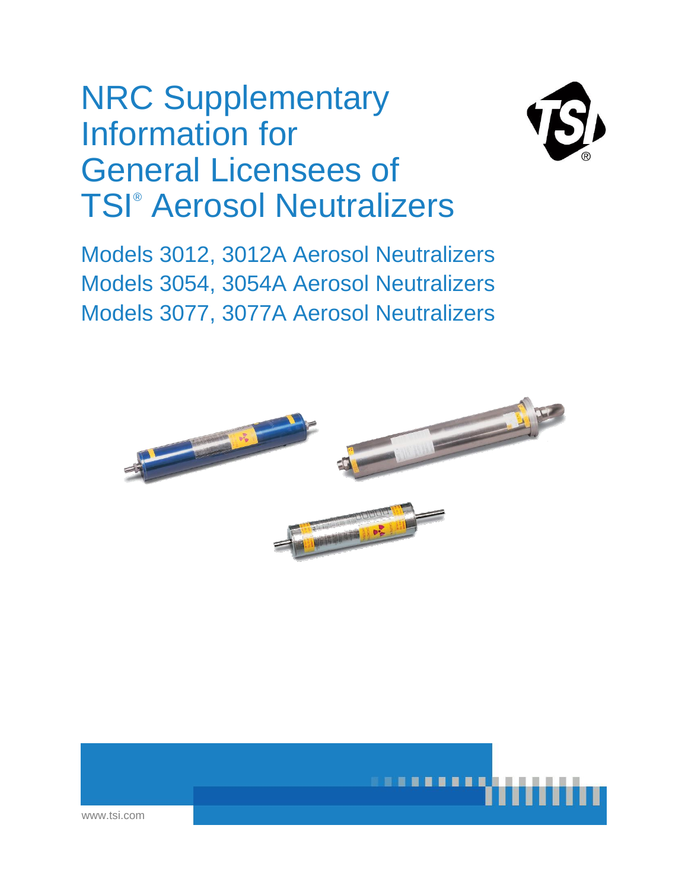# NRC Supplementary Information for General Licensees of TSI® Aerosol Neutralizers

## Models 3012, 3012A Aerosol Neutralizers
## Models 3054, 3054A Aerosol Neutralizers
## Models 3077, 3077A Aerosol Neutralizers

www.tsi.com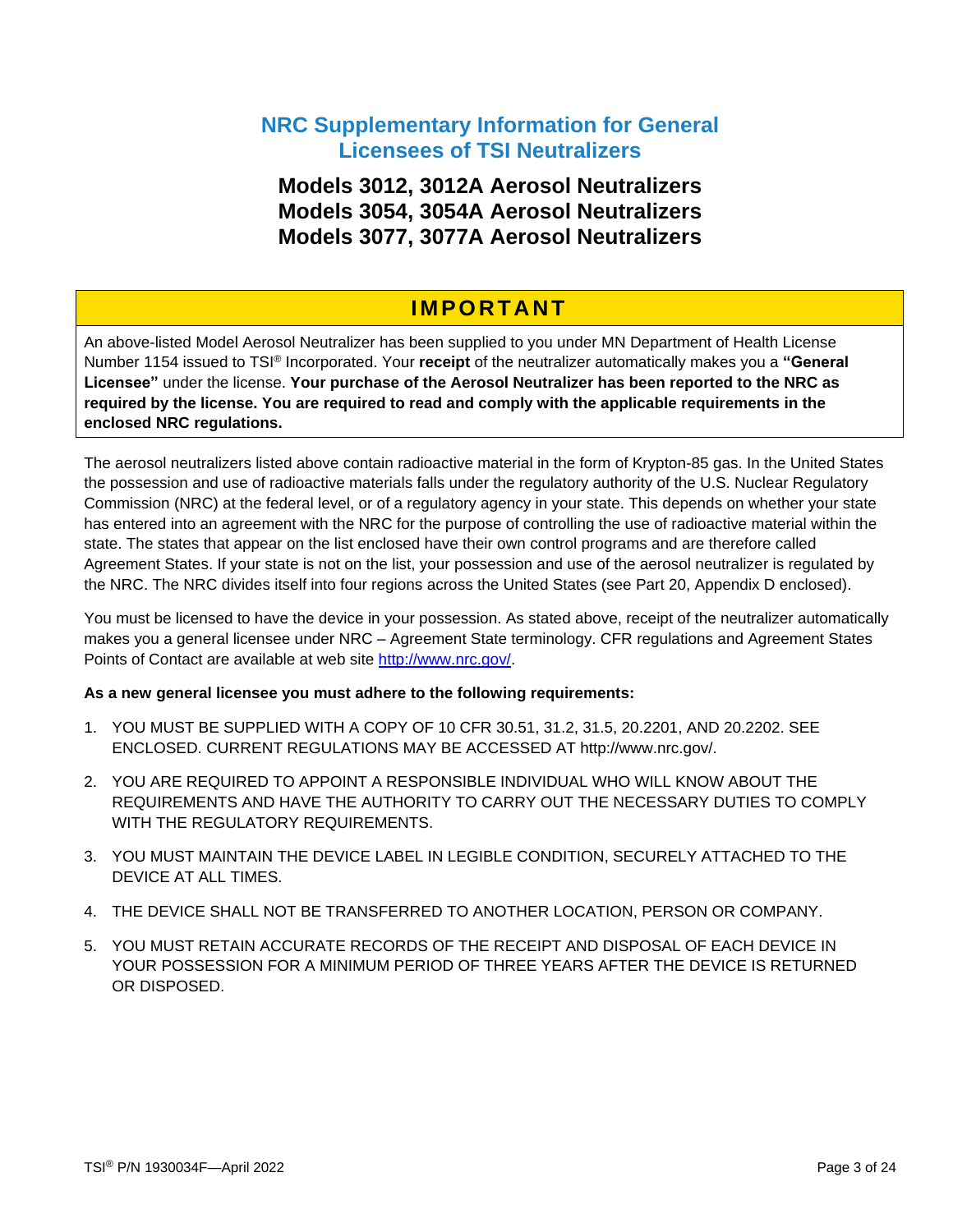# NRC Supplementary Information for General Licensees of TSI Neutralizers

## Models 3012, 3012A Aerosol Neutralizers
## Models 3054, 3054A Aerosol Neutralizers
## Models 3077, 3077A Aerosol Neutralizers

### IMPORTANT

An above-listed Model Aerosol Neutralizer has been supplied to you under MN Department of Health License Number 1154 issued to TSI® Incorporated. Your **receipt** of the neutralizer automatically makes you a **"General Licensee"** under the license. **Your purchase of the Aerosol Neutralizer has been reported to the NRC as required by the license. You are required to read and comply with the applicable requirements in the enclosed NRC regulations.**

The aerosol neutralizers listed above contain radioactive material in the form of Krypton-85 gas. In the United States the possession and use of radioactive materials falls under the regulatory authority of the U.S. Nuclear Regulatory Commission (NRC) at the federal level, or of a regulatory agency in your state. This depends on whether your state has entered into an agreement with the NRC for the purpose of controlling the use of radioactive material within the state. The states that appear on the list enclosed have their own control programs and are therefore called Agreement States. If your state is not on the list, your possession and use of the aerosol neutralizer is regulated by the NRC. The NRC divides itself into four regions across the United States (see Part 20, Appendix D enclosed).

You must be licensed to have the device in your possession. As stated above, receipt of the neutralizer automatically makes you a general licensee under NRC – Agreement State terminology. CFR regulations and Agreement States Points of Contact are available at web site http://www.nrc.gov/.

**As a new general licensee you must adhere to the following requirements:**

1. YOU MUST BE SUPPLIED WITH A COPY OF 10 CFR 30.51, 31.2, 31.5, 20.2201, AND 20.2202. SEE ENCLOSED. CURRENT REGULATIONS MAY BE ACCESSED AT http://www.nrc.gov/.
2. YOU ARE REQUIRED TO APPOINT A RESPONSIBLE INDIVIDUAL WHO WILL KNOW ABOUT THE REQUIREMENTS AND HAVE THE AUTHORITY TO CARRY OUT THE NECESSARY DUTIES TO COMPLY WITH THE REGULATORY REQUIREMENTS.
3. YOU MUST MAINTAIN THE DEVICE LABEL IN LEGIBLE CONDITION, SECURELY ATTACHED TO THE DEVICE AT ALL TIMES.
4. THE DEVICE SHALL NOT BE TRANSFERRED TO ANOTHER LOCATION, PERSON OR COMPANY.
5. YOU MUST RETAIN ACCURATE RECORDS OF THE RECEIPT AND DISPOSAL OF EACH DEVICE IN YOUR POSSESSION FOR A MINIMUM PERIOD OF THREE YEARS AFTER THE DEVICE IS RETURNED OR DISPOSED.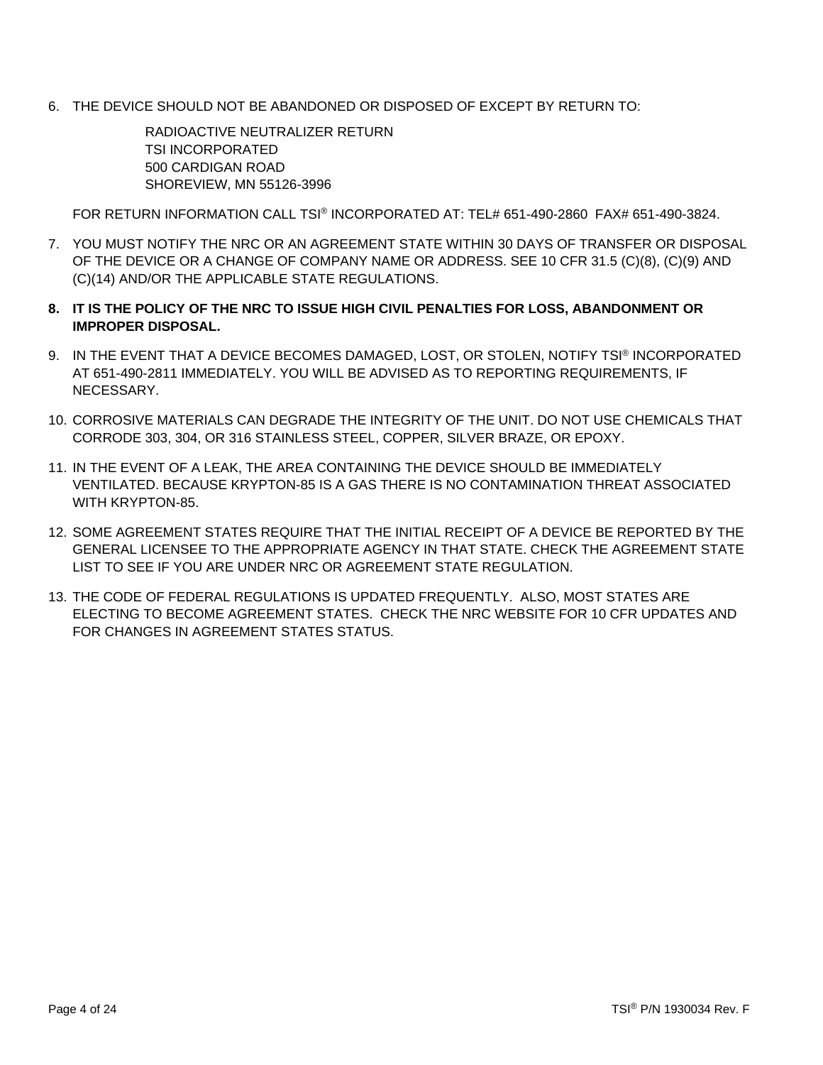6. THE DEVICE SHOULD NOT BE ABANDONED OR DISPOSED OF EXCEPT BY RETURN TO:

   RADIOACTIVE NEUTRALIZER RETURN
   TSI INCORPORATED
   500 CARDIGAN ROAD
   SHOREVIEW, MN 55126-3996

   FOR RETURN INFORMATION CALL TSI® INCORPORATED AT: TEL# 651-490-2860 FAX# 651-490-3824.

7. YOU MUST NOTIFY THE NRC OR AN AGREEMENT STATE WITHIN 30 DAYS OF TRANSFER OR DISPOSAL OF THE DEVICE OR A CHANGE OF COMPANY NAME OR ADDRESS. SEE 10 CFR 31.5 (C)(8), (C)(9) AND (C)(14) AND/OR THE APPLICABLE STATE REGULATIONS.

8. **IT IS THE POLICY OF THE NRC TO ISSUE HIGH CIVIL PENALTIES FOR LOSS, ABANDONMENT OR IMPROPER DISPOSAL.**

9. IN THE EVENT THAT A DEVICE BECOMES DAMAGED, LOST, OR STOLEN, NOTIFY TSI® INCORPORATED AT 651-490-2811 IMMEDIATELY. YOU WILL BE ADVISED AS TO REPORTING REQUIREMENTS, IF NECESSARY.

10. CORROSIVE MATERIALS CAN DEGRADE THE INTEGRITY OF THE UNIT. DO NOT USE CHEMICALS THAT CORRODE 303, 304, OR 316 STAINLESS STEEL, COPPER, SILVER BRAZE, OR EPOXY.

11. IN THE EVENT OF A LEAK, THE AREA CONTAINING THE DEVICE SHOULD BE IMMEDIATELY VENTILATED. BECAUSE KRYPTON-85 IS A GAS THERE IS NO CONTAMINATION THREAT ASSOCIATED WITH KRYPTON-85.

12. SOME AGREEMENT STATES REQUIRE THAT THE INITIAL RECEIPT OF A DEVICE BE REPORTED BY THE GENERAL LICENSEE TO THE APPROPRIATE AGENCY IN THAT STATE. CHECK THE AGREEMENT STATE LIST TO SEE IF YOU ARE UNDER NRC OR AGREEMENT STATE REGULATION.

13. THE CODE OF FEDERAL REGULATIONS IS UPDATED FREQUENTLY. ALSO, MOST STATES ARE ELECTING TO BECOME AGREEMENT STATES. CHECK THE NRC WEBSITE FOR 10 CFR UPDATES AND FOR CHANGES IN AGREEMENT STATES STATUS.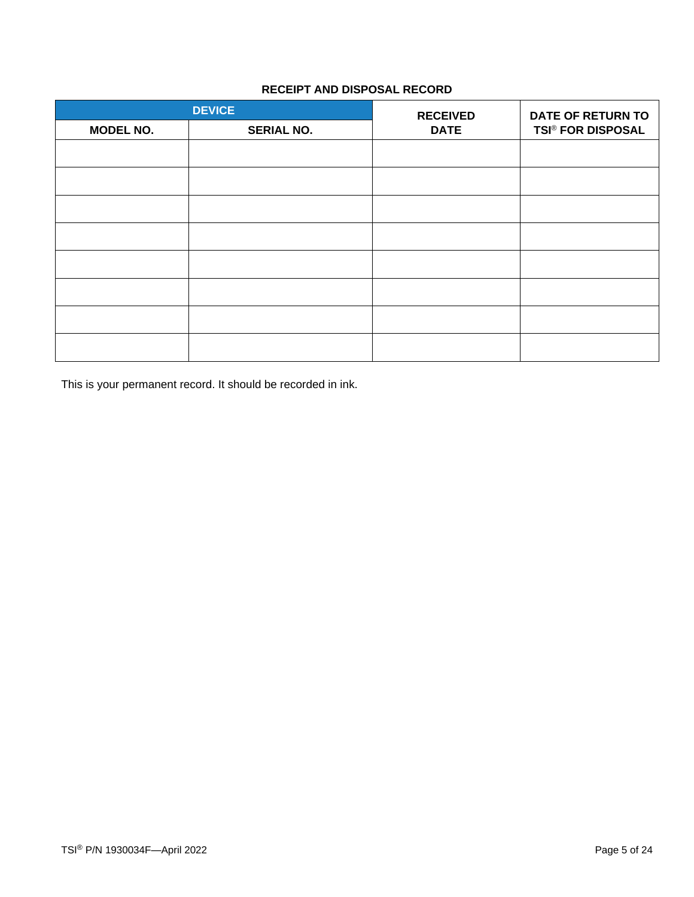**RECEIPT AND DISPOSAL RECORD**

| DEVICE | | RECEIVED DATE | DATE OF RETURN TO TSI® FOR DISPOSAL |
|---|---|---|---|
| MODEL NO. | SERIAL NO. | | |
| | | | |
| | | | |
| | | | |
| | | | |
| | | | |
| | | | |
| | | | |
| | | | |

This is your permanent record. It should be recorded in ink.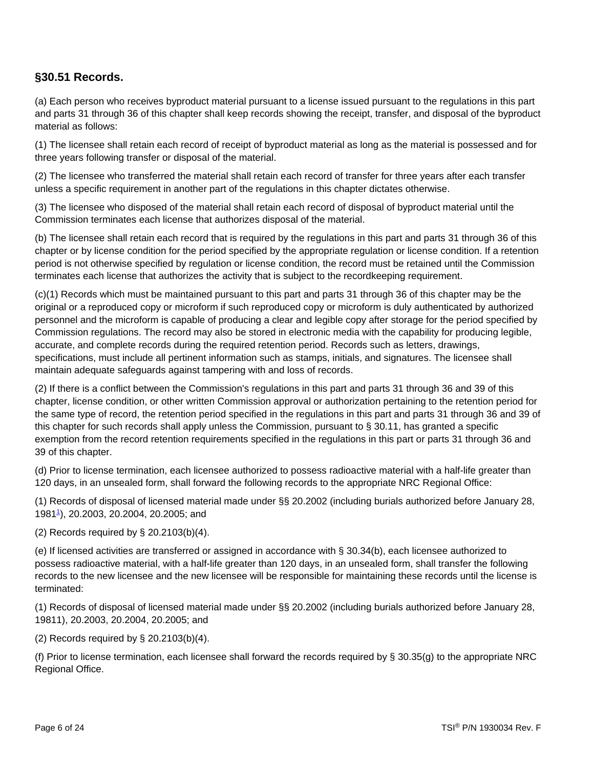## §30.51 Records.

(a) Each person who receives byproduct material pursuant to a license issued pursuant to the regulations in this part and parts 31 through 36 of this chapter shall keep records showing the receipt, transfer, and disposal of the byproduct material as follows:

(1) The licensee shall retain each record of receipt of byproduct material as long as the material is possessed and for three years following transfer or disposal of the material.

(2) The licensee who transferred the material shall retain each record of transfer for three years after each transfer unless a specific requirement in another part of the regulations in this chapter dictates otherwise.

(3) The licensee who disposed of the material shall retain each record of disposal of byproduct material until the Commission terminates each license that authorizes disposal of the material.

(b) The licensee shall retain each record that is required by the regulations in this part and parts 31 through 36 of this chapter or by license condition for the period specified by the appropriate regulation or license condition. If a retention period is not otherwise specified by regulation or license condition, the record must be retained until the Commission terminates each license that authorizes the activity that is subject to the recordkeeping requirement.

(c)(1) Records which must be maintained pursuant to this part and parts 31 through 36 of this chapter may be the original or a reproduced copy or microform if such reproduced copy or microform is duly authenticated by authorized personnel and the microform is capable of producing a clear and legible copy after storage for the period specified by Commission regulations. The record may also be stored in electronic media with the capability for producing legible, accurate, and complete records during the required retention period. Records such as letters, drawings, specifications, must include all pertinent information such as stamps, initials, and signatures. The licensee shall maintain adequate safeguards against tampering with and loss of records.

(2) If there is a conflict between the Commission's regulations in this part and parts 31 through 36 and 39 of this chapter, license condition, or other written Commission approval or authorization pertaining to the retention period for the same type of record, the retention period specified in the regulations in this part and parts 31 through 36 and 39 of this chapter for such records shall apply unless the Commission, pursuant to § 30.11, has granted a specific exemption from the record retention requirements specified in the regulations in this part or parts 31 through 36 and 39 of this chapter.

(d) Prior to license termination, each licensee authorized to possess radioactive material with a half-life greater than 120 days, in an unsealed form, shall forward the following records to the appropriate NRC Regional Office:

(1) Records of disposal of licensed material made under §§ 20.2002 (including burials authorized before January 28, 1981[1]), 20.2003, 20.2004, 20.2005; and

(2) Records required by § 20.2103(b)(4).

(e) If licensed activities are transferred or assigned in accordance with § 30.34(b), each licensee authorized to possess radioactive material, with a half-life greater than 120 days, in an unsealed form, shall transfer the following records to the new licensee and the new licensee will be responsible for maintaining these records until the license is terminated:

(1) Records of disposal of licensed material made under §§ 20.2002 (including burials authorized before January 28, 19811), 20.2003, 20.2004, 20.2005; and

(2) Records required by § 20.2103(b)(4).

(f) Prior to license termination, each licensee shall forward the records required by § 30.35(g) to the appropriate NRC Regional Office.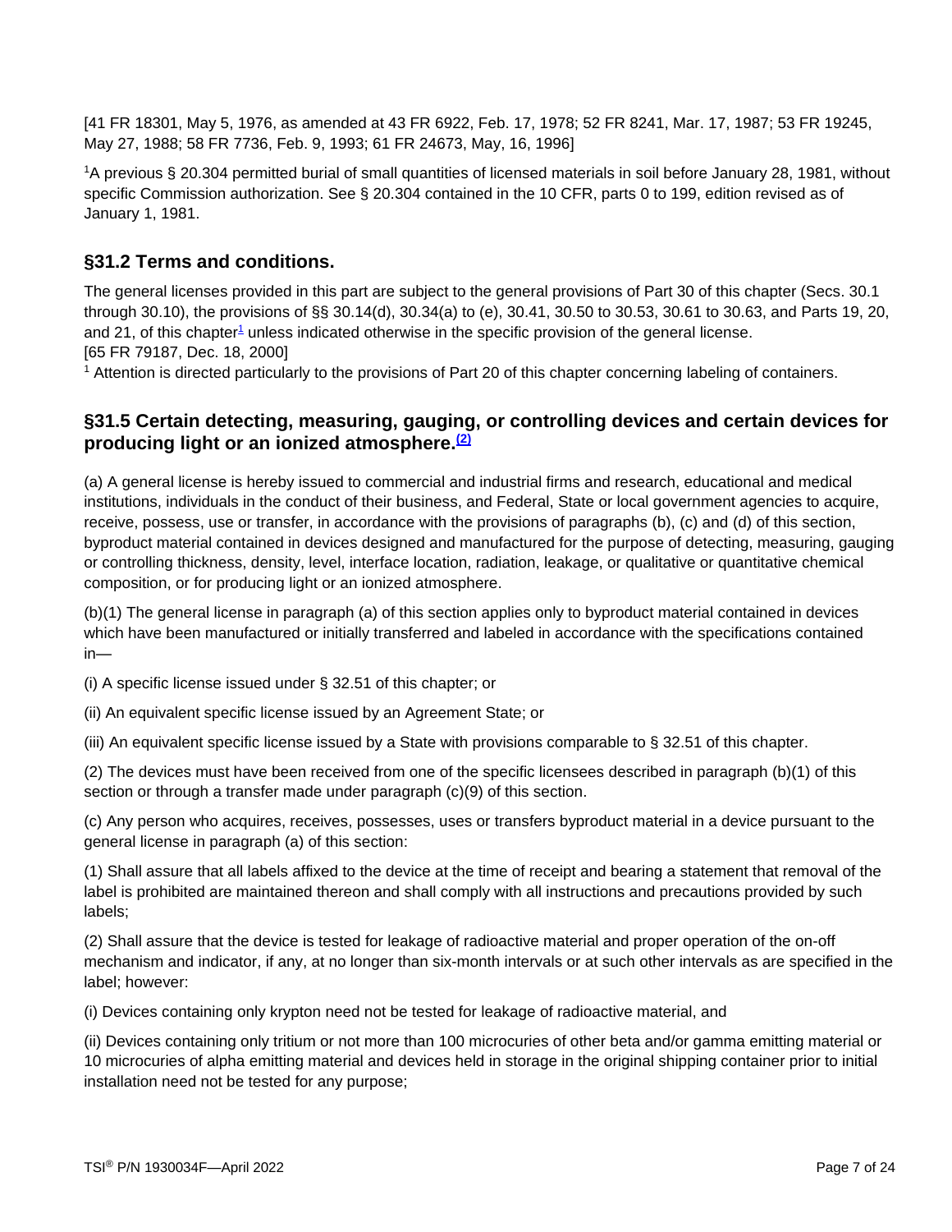[41 FR 18301, May 5, 1976, as amended at 43 FR 6922, Feb. 17, 1978; 52 FR 8241, Mar. 17, 1987; 53 FR 19245, May 27, 1988; 58 FR 7736, Feb. 9, 1993; 61 FR 24673, May, 16, 1996]

[1]A previous § 20.304 permitted burial of small quantities of licensed materials in soil before January 28, 1981, without specific Commission authorization. See § 20.304 contained in the 10 CFR, parts 0 to 199, edition revised as of January 1, 1981.

## §31.2 Terms and conditions.

The general licenses provided in this part are subject to the general provisions of Part 30 of this chapter (Secs. 30.1 through 30.10), the provisions of §§ 30.14(d), 30.34(a) to (e), 30.41, 30.50 to 30.53, 30.61 to 30.63, and Parts 19, 20, and 21, of this chapter[1] unless indicated otherwise in the specific provision of the general license.
[65 FR 79187, Dec. 18, 2000]

[1] Attention is directed particularly to the provisions of Part 20 of this chapter concerning labeling of containers.

## §31.5 Certain detecting, measuring, gauging, or controlling devices and certain devices for producing light or an ionized atmosphere.[(2)]

(a) A general license is hereby issued to commercial and industrial firms and research, educational and medical institutions, individuals in the conduct of their business, and Federal, State or local government agencies to acquire, receive, possess, use or transfer, in accordance with the provisions of paragraphs (b), (c) and (d) of this section, byproduct material contained in devices designed and manufactured for the purpose of detecting, measuring, gauging or controlling thickness, density, level, interface location, radiation, leakage, or qualitative or quantitative chemical composition, or for producing light or an ionized atmosphere.

(b)(1) The general license in paragraph (a) of this section applies only to byproduct material contained in devices which have been manufactured or initially transferred and labeled in accordance with the specifications contained in—

(i) A specific license issued under § 32.51 of this chapter; or

(ii) An equivalent specific license issued by an Agreement State; or

(iii) An equivalent specific license issued by a State with provisions comparable to § 32.51 of this chapter.

(2) The devices must have been received from one of the specific licensees described in paragraph (b)(1) of this section or through a transfer made under paragraph (c)(9) of this section.

(c) Any person who acquires, receives, possesses, uses or transfers byproduct material in a device pursuant to the general license in paragraph (a) of this section:

(1) Shall assure that all labels affixed to the device at the time of receipt and bearing a statement that removal of the label is prohibited are maintained thereon and shall comply with all instructions and precautions provided by such labels;

(2) Shall assure that the device is tested for leakage of radioactive material and proper operation of the on-off mechanism and indicator, if any, at no longer than six-month intervals or at such other intervals as are specified in the label; however:

(i) Devices containing only krypton need not be tested for leakage of radioactive material, and

(ii) Devices containing only tritium or not more than 100 microcuries of other beta and/or gamma emitting material or 10 microcuries of alpha emitting material and devices held in storage in the original shipping container prior to initial installation need not be tested for any purpose;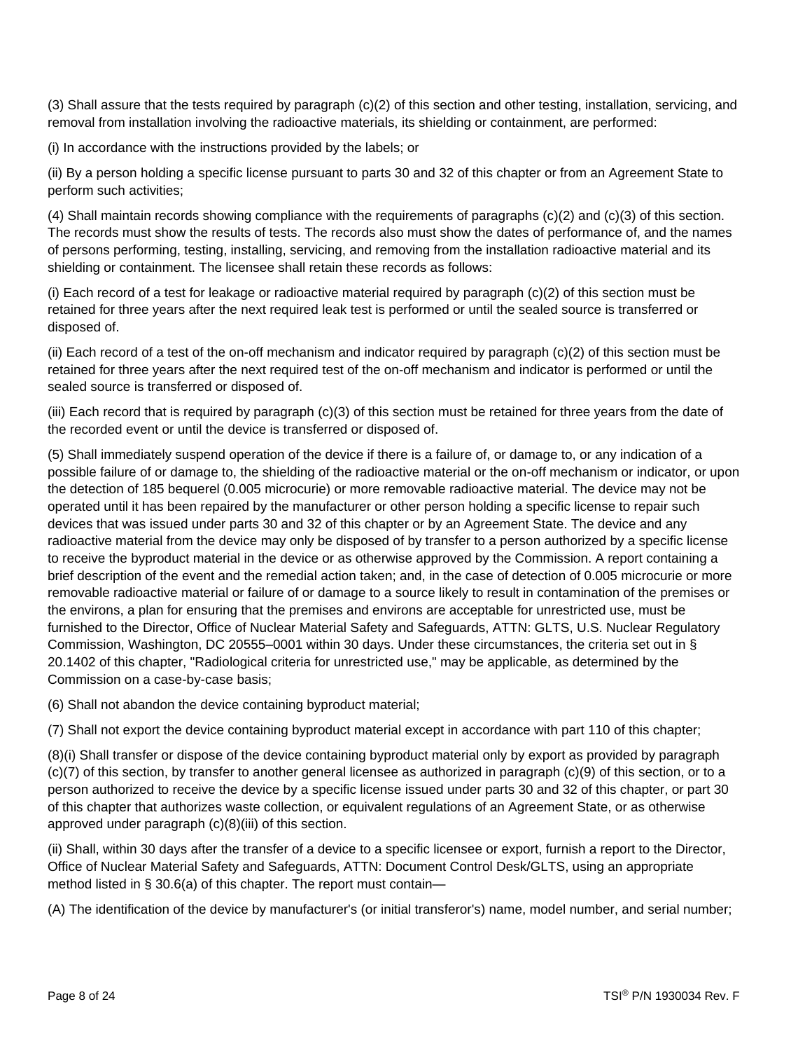(3) Shall assure that the tests required by paragraph (c)(2) of this section and other testing, installation, servicing, and removal from installation involving the radioactive materials, its shielding or containment, are performed:

(i) In accordance with the instructions provided by the labels; or

(ii) By a person holding a specific license pursuant to parts 30 and 32 of this chapter or from an Agreement State to perform such activities;

(4) Shall maintain records showing compliance with the requirements of paragraphs (c)(2) and (c)(3) of this section. The records must show the results of tests. The records also must show the dates of performance of, and the names of persons performing, testing, installing, servicing, and removing from the installation radioactive material and its shielding or containment. The licensee shall retain these records as follows:

(i) Each record of a test for leakage or radioactive material required by paragraph (c)(2) of this section must be retained for three years after the next required leak test is performed or until the sealed source is transferred or disposed of.

(ii) Each record of a test of the on-off mechanism and indicator required by paragraph (c)(2) of this section must be retained for three years after the next required test of the on-off mechanism and indicator is performed or until the sealed source is transferred or disposed of.

(iii) Each record that is required by paragraph (c)(3) of this section must be retained for three years from the date of the recorded event or until the device is transferred or disposed of.

(5) Shall immediately suspend operation of the device if there is a failure of, or damage to, or any indication of a possible failure of or damage to, the shielding of the radioactive material or the on-off mechanism or indicator, or upon the detection of 185 bequerel (0.005 microcurie) or more removable radioactive material. The device may not be operated until it has been repaired by the manufacturer or other person holding a specific license to repair such devices that was issued under parts 30 and 32 of this chapter or by an Agreement State. The device and any radioactive material from the device may only be disposed of by transfer to a person authorized by a specific license to receive the byproduct material in the device or as otherwise approved by the Commission. A report containing a brief description of the event and the remedial action taken; and, in the case of detection of 0.005 microcurie or more removable radioactive material or failure of or damage to a source likely to result in contamination of the premises or the environs, a plan for ensuring that the premises and environs are acceptable for unrestricted use, must be furnished to the Director, Office of Nuclear Material Safety and Safeguards, ATTN: GLTS, U.S. Nuclear Regulatory Commission, Washington, DC 20555–0001 within 30 days. Under these circumstances, the criteria set out in § 20.1402 of this chapter, "Radiological criteria for unrestricted use," may be applicable, as determined by the Commission on a case-by-case basis;

(6) Shall not abandon the device containing byproduct material;

(7) Shall not export the device containing byproduct material except in accordance with part 110 of this chapter;

(8)(i) Shall transfer or dispose of the device containing byproduct material only by export as provided by paragraph (c)(7) of this section, by transfer to another general licensee as authorized in paragraph (c)(9) of this section, or to a person authorized to receive the device by a specific license issued under parts 30 and 32 of this chapter, or part 30 of this chapter that authorizes waste collection, or equivalent regulations of an Agreement State, or as otherwise approved under paragraph (c)(8)(iii) of this section.

(ii) Shall, within 30 days after the transfer of a device to a specific licensee or export, furnish a report to the Director, Office of Nuclear Material Safety and Safeguards, ATTN: Document Control Desk/GLTS, using an appropriate method listed in § 30.6(a) of this chapter. The report must contain—

(A) The identification of the device by manufacturer's (or initial transferor's) name, model number, and serial number;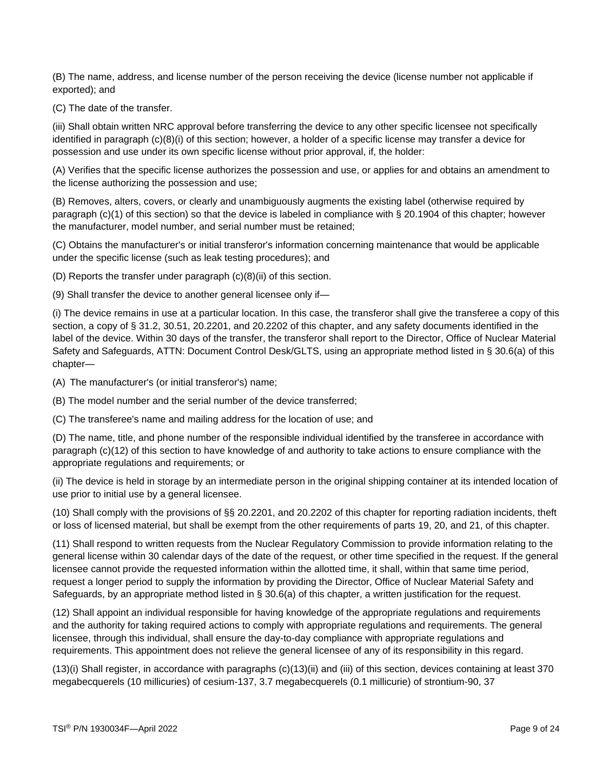(B) The name, address, and license number of the person receiving the device (license number not applicable if exported); and

(C) The date of the transfer.

(iii) Shall obtain written NRC approval before transferring the device to any other specific licensee not specifically identified in paragraph (c)(8)(i) of this section; however, a holder of a specific license may transfer a device for possession and use under its own specific license without prior approval, if, the holder:

(A) Verifies that the specific license authorizes the possession and use, or applies for and obtains an amendment to the license authorizing the possession and use;

(B) Removes, alters, covers, or clearly and unambiguously augments the existing label (otherwise required by paragraph (c)(1) of this section) so that the device is labeled in compliance with § 20.1904 of this chapter; however the manufacturer, model number, and serial number must be retained;

(C) Obtains the manufacturer's or initial transferor's information concerning maintenance that would be applicable under the specific license (such as leak testing procedures); and

(D) Reports the transfer under paragraph (c)(8)(ii) of this section.

(9) Shall transfer the device to another general licensee only if—

(i) The device remains in use at a particular location. In this case, the transferor shall give the transferee a copy of this section, a copy of § 31.2, 30.51, 20.2201, and 20.2202 of this chapter, and any safety documents identified in the label of the device. Within 30 days of the transfer, the transferor shall report to the Director, Office of Nuclear Material Safety and Safeguards, ATTN: Document Control Desk/GLTS, using an appropriate method listed in § 30.6(a) of this chapter—

(A) The manufacturer's (or initial transferor's) name;

(B) The model number and the serial number of the device transferred;

(C) The transferee's name and mailing address for the location of use; and

(D) The name, title, and phone number of the responsible individual identified by the transferee in accordance with paragraph (c)(12) of this section to have knowledge of and authority to take actions to ensure compliance with the appropriate regulations and requirements; or

(ii) The device is held in storage by an intermediate person in the original shipping container at its intended location of use prior to initial use by a general licensee.

(10) Shall comply with the provisions of §§ 20.2201, and 20.2202 of this chapter for reporting radiation incidents, theft or loss of licensed material, but shall be exempt from the other requirements of parts 19, 20, and 21, of this chapter.

(11) Shall respond to written requests from the Nuclear Regulatory Commission to provide information relating to the general license within 30 calendar days of the date of the request, or other time specified in the request. If the general licensee cannot provide the requested information within the allotted time, it shall, within that same time period, request a longer period to supply the information by providing the Director, Office of Nuclear Material Safety and Safeguards, by an appropriate method listed in § 30.6(a) of this chapter, a written justification for the request.

(12) Shall appoint an individual responsible for having knowledge of the appropriate regulations and requirements and the authority for taking required actions to comply with appropriate regulations and requirements. The general licensee, through this individual, shall ensure the day-to-day compliance with appropriate regulations and requirements. This appointment does not relieve the general licensee of any of its responsibility in this regard.

(13)(i) Shall register, in accordance with paragraphs (c)(13)(ii) and (iii) of this section, devices containing at least 370 megabecquerels (10 millicuries) of cesium-137, 3.7 megabecquerels (0.1 millicurie) of strontium-90, 37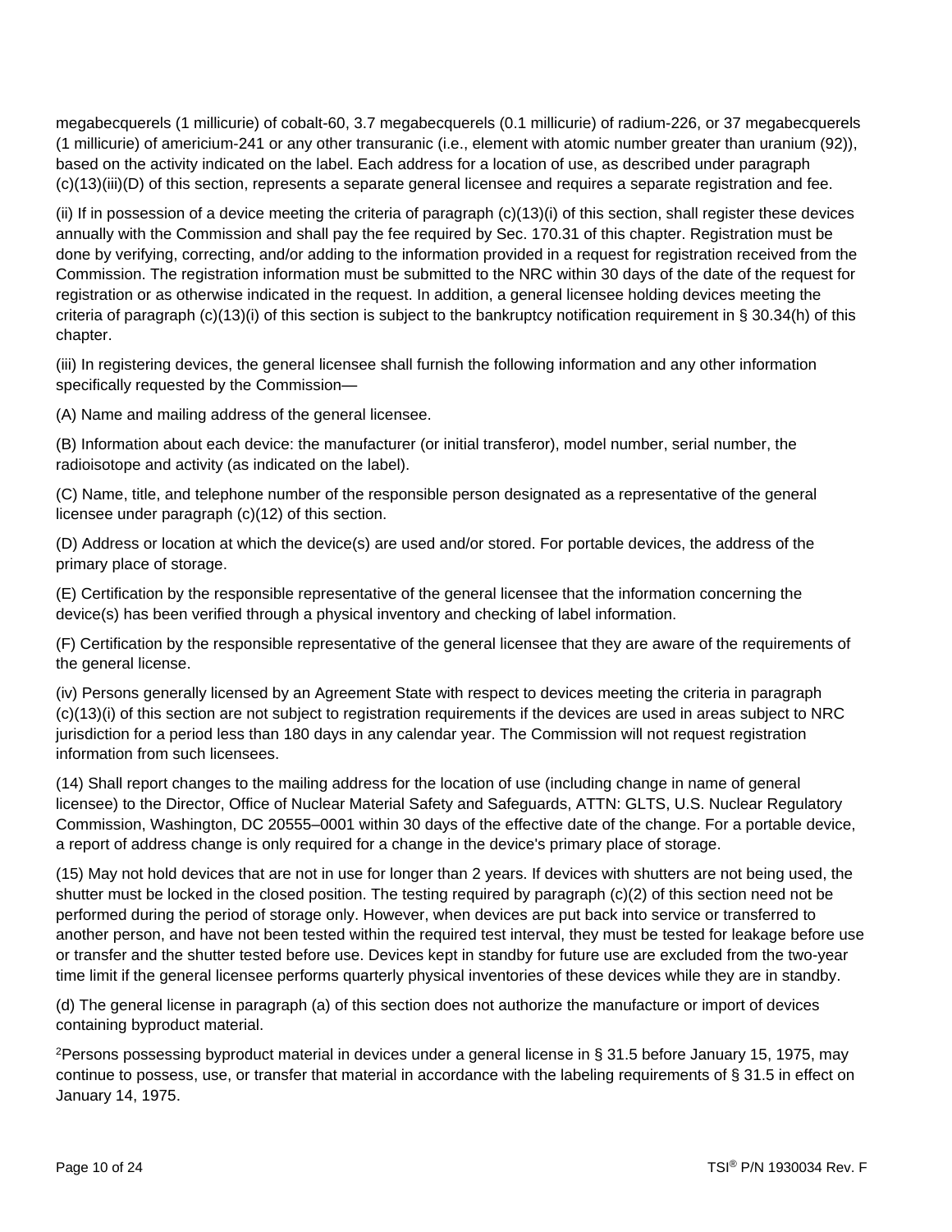megabecquerels (1 millicurie) of cobalt-60, 3.7 megabecquerels (0.1 millicurie) of radium-226, or 37 megabecquerels (1 millicurie) of americium-241 or any other transuranic (i.e., element with atomic number greater than uranium (92)), based on the activity indicated on the label. Each address for a location of use, as described under paragraph (c)(13)(iii)(D) of this section, represents a separate general licensee and requires a separate registration and fee.

(ii) If in possession of a device meeting the criteria of paragraph (c)(13)(i) of this section, shall register these devices annually with the Commission and shall pay the fee required by Sec. 170.31 of this chapter. Registration must be done by verifying, correcting, and/or adding to the information provided in a request for registration received from the Commission. The registration information must be submitted to the NRC within 30 days of the date of the request for registration or as otherwise indicated in the request. In addition, a general licensee holding devices meeting the criteria of paragraph (c)(13)(i) of this section is subject to the bankruptcy notification requirement in § 30.34(h) of this chapter.

(iii) In registering devices, the general licensee shall furnish the following information and any other information specifically requested by the Commission—

(A) Name and mailing address of the general licensee.

(B) Information about each device: the manufacturer (or initial transferor), model number, serial number, the radioisotope and activity (as indicated on the label).

(C) Name, title, and telephone number of the responsible person designated as a representative of the general licensee under paragraph (c)(12) of this section.

(D) Address or location at which the device(s) are used and/or stored. For portable devices, the address of the primary place of storage.

(E) Certification by the responsible representative of the general licensee that the information concerning the device(s) has been verified through a physical inventory and checking of label information.

(F) Certification by the responsible representative of the general licensee that they are aware of the requirements of the general license.

(iv) Persons generally licensed by an Agreement State with respect to devices meeting the criteria in paragraph (c)(13)(i) of this section are not subject to registration requirements if the devices are used in areas subject to NRC jurisdiction for a period less than 180 days in any calendar year. The Commission will not request registration information from such licensees.

(14) Shall report changes to the mailing address for the location of use (including change in name of general licensee) to the Director, Office of Nuclear Material Safety and Safeguards, ATTN: GLTS, U.S. Nuclear Regulatory Commission, Washington, DC 20555–0001 within 30 days of the effective date of the change. For a portable device, a report of address change is only required for a change in the device's primary place of storage.

(15) May not hold devices that are not in use for longer than 2 years. If devices with shutters are not being used, the shutter must be locked in the closed position. The testing required by paragraph (c)(2) of this section need not be performed during the period of storage only. However, when devices are put back into service or transferred to another person, and have not been tested within the required test interval, they must be tested for leakage before use or transfer and the shutter tested before use. Devices kept in standby for future use are excluded from the two-year time limit if the general licensee performs quarterly physical inventories of these devices while they are in standby.

(d) The general license in paragraph (a) of this section does not authorize the manufacture or import of devices containing byproduct material.

[2]Persons possessing byproduct material in devices under a general license in § 31.5 before January 15, 1975, may continue to possess, use, or transfer that material in accordance with the labeling requirements of § 31.5 in effect on January 14, 1975.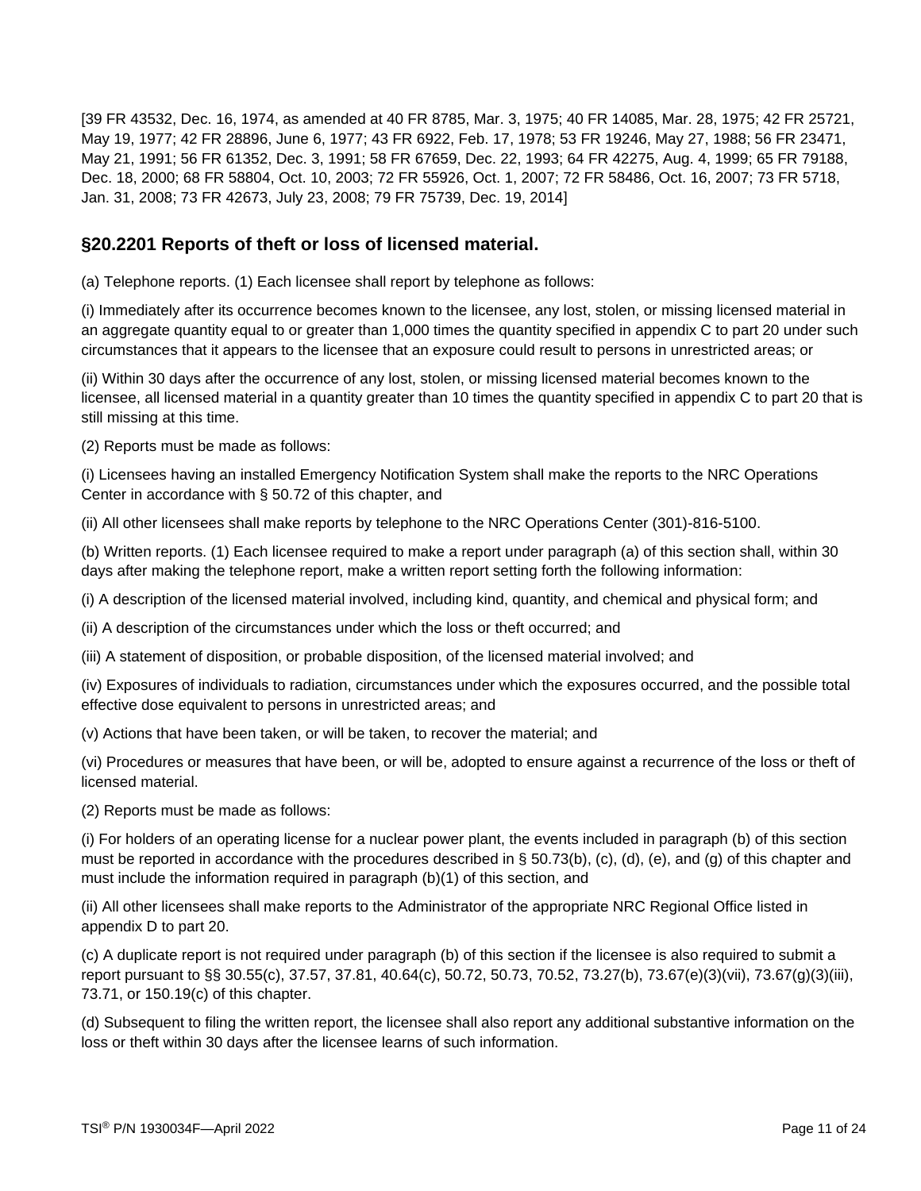[39 FR 43532, Dec. 16, 1974, as amended at 40 FR 8785, Mar. 3, 1975; 40 FR 14085, Mar. 28, 1975; 42 FR 25721, May 19, 1977; 42 FR 28896, June 6, 1977; 43 FR 6922, Feb. 17, 1978; 53 FR 19246, May 27, 1988; 56 FR 23471, May 21, 1991; 56 FR 61352, Dec. 3, 1991; 58 FR 67659, Dec. 22, 1993; 64 FR 42275, Aug. 4, 1999; 65 FR 79188, Dec. 18, 2000; 68 FR 58804, Oct. 10, 2003; 72 FR 55926, Oct. 1, 2007; 72 FR 58486, Oct. 16, 2007; 73 FR 5718, Jan. 31, 2008; 73 FR 42673, July 23, 2008; 79 FR 75739, Dec. 19, 2014]

## §20.2201 Reports of theft or loss of licensed material.

(a) Telephone reports. (1) Each licensee shall report by telephone as follows:

(i) Immediately after its occurrence becomes known to the licensee, any lost, stolen, or missing licensed material in an aggregate quantity equal to or greater than 1,000 times the quantity specified in appendix C to part 20 under such circumstances that it appears to the licensee that an exposure could result to persons in unrestricted areas; or

(ii) Within 30 days after the occurrence of any lost, stolen, or missing licensed material becomes known to the licensee, all licensed material in a quantity greater than 10 times the quantity specified in appendix C to part 20 that is still missing at this time.

(2) Reports must be made as follows:

(i) Licensees having an installed Emergency Notification System shall make the reports to the NRC Operations Center in accordance with § 50.72 of this chapter, and

(ii) All other licensees shall make reports by telephone to the NRC Operations Center (301)-816-5100.

(b) Written reports. (1) Each licensee required to make a report under paragraph (a) of this section shall, within 30 days after making the telephone report, make a written report setting forth the following information:

(i) A description of the licensed material involved, including kind, quantity, and chemical and physical form; and

(ii) A description of the circumstances under which the loss or theft occurred; and

(iii) A statement of disposition, or probable disposition, of the licensed material involved; and

(iv) Exposures of individuals to radiation, circumstances under which the exposures occurred, and the possible total effective dose equivalent to persons in unrestricted areas; and

(v) Actions that have been taken, or will be taken, to recover the material; and

(vi) Procedures or measures that have been, or will be, adopted to ensure against a recurrence of the loss or theft of licensed material.

(2) Reports must be made as follows:

(i) For holders of an operating license for a nuclear power plant, the events included in paragraph (b) of this section must be reported in accordance with the procedures described in § 50.73(b), (c), (d), (e), and (g) of this chapter and must include the information required in paragraph (b)(1) of this section, and

(ii) All other licensees shall make reports to the Administrator of the appropriate NRC Regional Office listed in appendix D to part 20.

(c) A duplicate report is not required under paragraph (b) of this section if the licensee is also required to submit a report pursuant to §§ 30.55(c), 37.57, 37.81, 40.64(c), 50.72, 50.73, 70.52, 73.27(b), 73.67(e)(3)(vii), 73.67(g)(3)(iii), 73.71, or 150.19(c) of this chapter.

(d) Subsequent to filing the written report, the licensee shall also report any additional substantive information on the loss or theft within 30 days after the licensee learns of such information.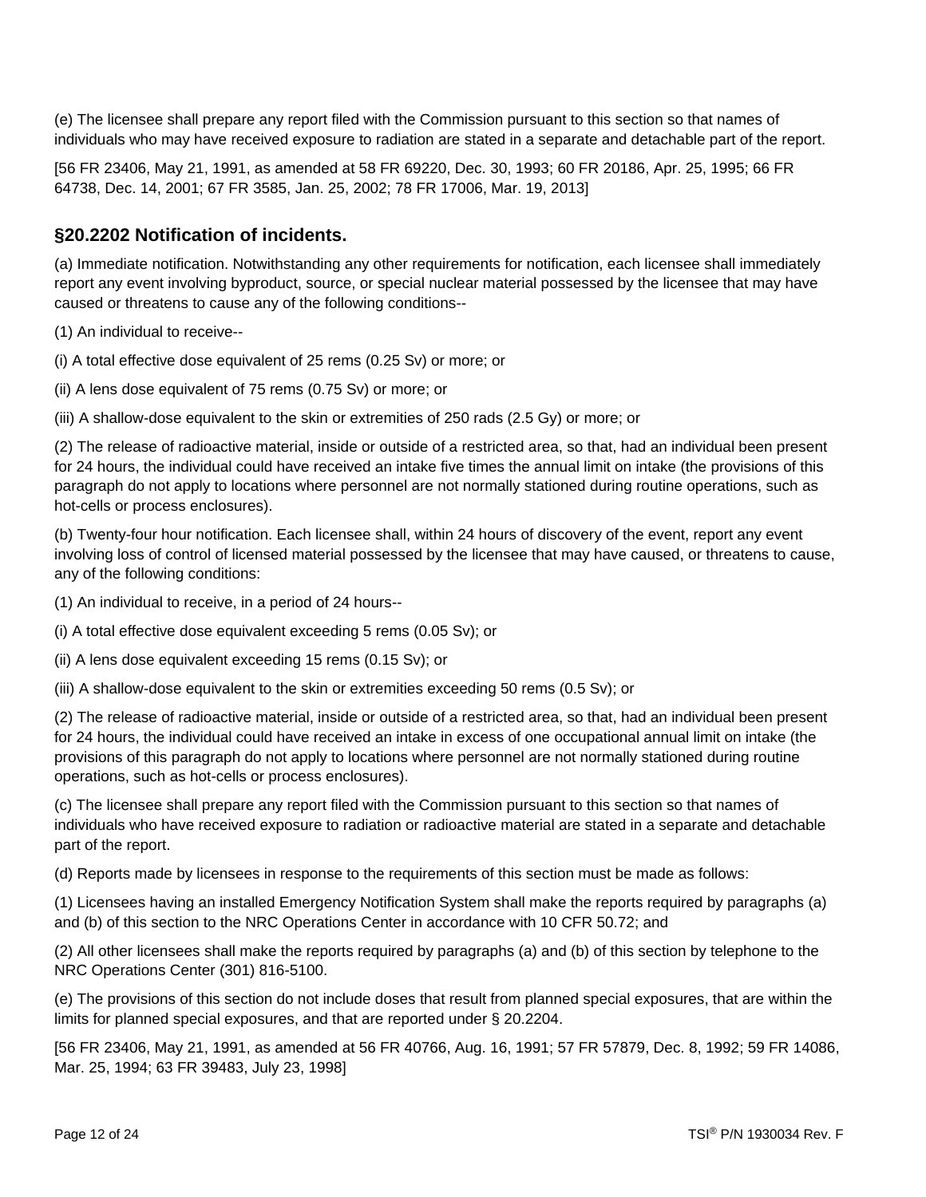(e) The licensee shall prepare any report filed with the Commission pursuant to this section so that names of individuals who may have received exposure to radiation are stated in a separate and detachable part of the report.

[56 FR 23406, May 21, 1991, as amended at 58 FR 69220, Dec. 30, 1993; 60 FR 20186, Apr. 25, 1995; 66 FR 64738, Dec. 14, 2001; 67 FR 3585, Jan. 25, 2002; 78 FR 17006, Mar. 19, 2013]

## §20.2202 Notification of incidents.

(a) Immediate notification. Notwithstanding any other requirements for notification, each licensee shall immediately report any event involving byproduct, source, or special nuclear material possessed by the licensee that may have caused or threatens to cause any of the following conditions--

(1) An individual to receive--

(i) A total effective dose equivalent of 25 rems (0.25 Sv) or more; or

(ii) A lens dose equivalent of 75 rems (0.75 Sv) or more; or

(iii) A shallow-dose equivalent to the skin or extremities of 250 rads (2.5 Gy) or more; or

(2) The release of radioactive material, inside or outside of a restricted area, so that, had an individual been present for 24 hours, the individual could have received an intake five times the annual limit on intake (the provisions of this paragraph do not apply to locations where personnel are not normally stationed during routine operations, such as hot-cells or process enclosures).

(b) Twenty-four hour notification. Each licensee shall, within 24 hours of discovery of the event, report any event involving loss of control of licensed material possessed by the licensee that may have caused, or threatens to cause, any of the following conditions:

(1) An individual to receive, in a period of 24 hours--

(i) A total effective dose equivalent exceeding 5 rems (0.05 Sv); or

(ii) A lens dose equivalent exceeding 15 rems (0.15 Sv); or

(iii) A shallow-dose equivalent to the skin or extremities exceeding 50 rems (0.5 Sv); or

(2) The release of radioactive material, inside or outside of a restricted area, so that, had an individual been present for 24 hours, the individual could have received an intake in excess of one occupational annual limit on intake (the provisions of this paragraph do not apply to locations where personnel are not normally stationed during routine operations, such as hot-cells or process enclosures).

(c) The licensee shall prepare any report filed with the Commission pursuant to this section so that names of individuals who have received exposure to radiation or radioactive material are stated in a separate and detachable part of the report.

(d) Reports made by licensees in response to the requirements of this section must be made as follows:

(1) Licensees having an installed Emergency Notification System shall make the reports required by paragraphs (a) and (b) of this section to the NRC Operations Center in accordance with 10 CFR 50.72; and

(2) All other licensees shall make the reports required by paragraphs (a) and (b) of this section by telephone to the NRC Operations Center (301) 816-5100.

(e) The provisions of this section do not include doses that result from planned special exposures, that are within the limits for planned special exposures, and that are reported under § 20.2204.

[56 FR 23406, May 21, 1991, as amended at 56 FR 40766, Aug. 16, 1991; 57 FR 57879, Dec. 8, 1992; 59 FR 14086, Mar. 25, 1994; 63 FR 39483, July 23, 1998]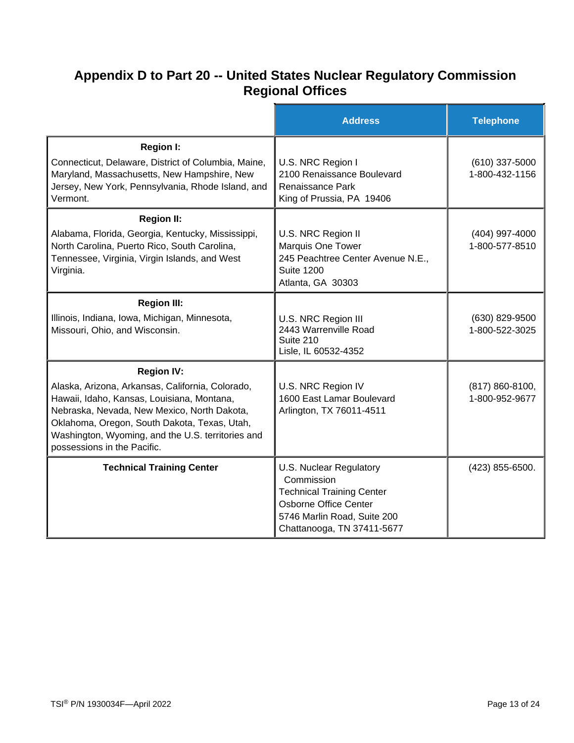## Appendix D to Part 20 -- United States Nuclear Regulatory Commission Regional Offices

| | Address | Telephone |
|---|---|---|
| **Region I:** Connecticut, Delaware, District of Columbia, Maine, Maryland, Massachusetts, New Hampshire, New Jersey, New York, Pennsylvania, Rhode Island, and Vermont. | U.S. NRC Region I<br>2100 Renaissance Boulevard<br>Renaissance Park<br>King of Prussia, PA 19406 | (610) 337-5000<br>1-800-432-1156 |
| **Region II:** Alabama, Florida, Georgia, Kentucky, Mississippi, North Carolina, Puerto Rico, South Carolina, Tennessee, Virginia, Virgin Islands, and West Virginia. | U.S. NRC Region II<br>Marquis One Tower<br>245 Peachtree Center Avenue N.E., Suite 1200<br>Atlanta, GA 30303 | (404) 997-4000<br>1-800-577-8510 |
| **Region III:** Illinois, Indiana, Iowa, Michigan, Minnesota, Missouri, Ohio, and Wisconsin. | U.S. NRC Region III<br>2443 Warrenville Road<br>Suite 210<br>Lisle, IL 60532-4352 | (630) 829-9500<br>1-800-522-3025 |
| **Region IV:** Alaska, Arizona, Arkansas, California, Colorado, Hawaii, Idaho, Kansas, Louisiana, Montana, Nebraska, Nevada, New Mexico, North Dakota, Oklahoma, Oregon, South Dakota, Texas, Utah, Washington, Wyoming, and the U.S. territories and possessions in the Pacific. | U.S. NRC Region IV<br>1600 East Lamar Boulevard<br>Arlington, TX 76011-4511 | (817) 860-8100,<br>1-800-952-9677 |
| **Technical Training Center** | U.S. Nuclear Regulatory Commission<br>Technical Training Center<br>Osborne Office Center<br>5746 Marlin Road, Suite 200<br>Chattanooga, TN 37411-5677 | (423) 855-6500. |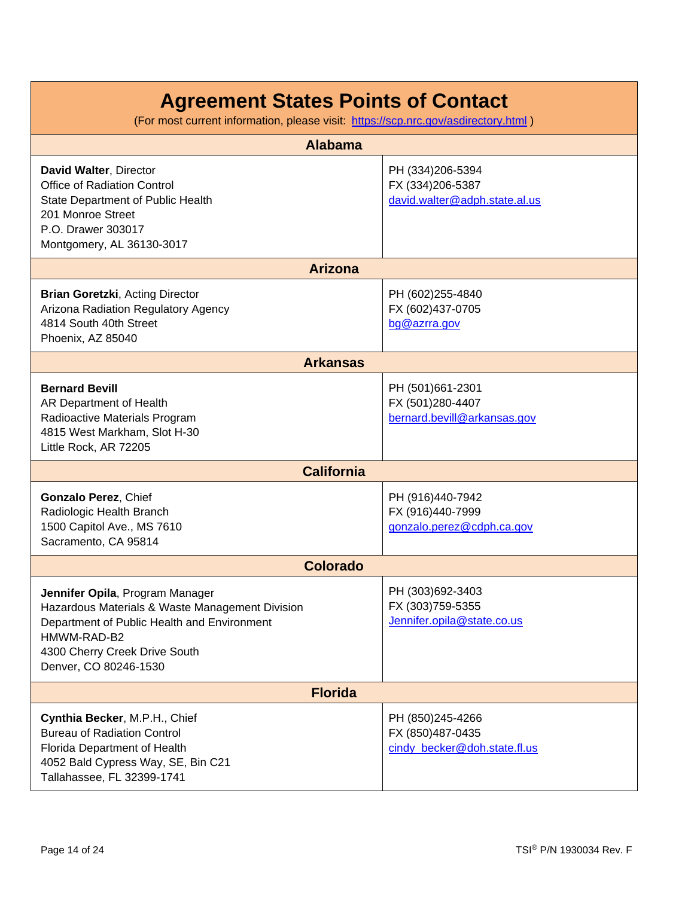# Agreement States Points of Contact

(For most current information, please visit: https://scp.nrc.gov/asdirectory.html )

## Alabama

| | |
|---|---|
| **David Walter**, Director<br>Office of Radiation Control<br>State Department of Public Health<br>201 Monroe Street<br>P.O. Drawer 303017<br>Montgomery, AL 36130-3017 | PH (334)206-5394<br>FX (334)206-5387<br>david.walter@adph.state.al.us |

## Arizona

| | |
|---|---|
| **Brian Goretzki**, Acting Director<br>Arizona Radiation Regulatory Agency<br>4814 South 40th Street<br>Phoenix, AZ 85040 | PH (602)255-4840<br>FX (602)437-0705<br>bg@azrra.gov |

## Arkansas

| | |
|---|---|
| **Bernard Bevill**<br>AR Department of Health<br>Radioactive Materials Program<br>4815 West Markham, Slot H-30<br>Little Rock, AR 72205 | PH (501)661-2301<br>FX (501)280-4407<br>bernard.bevill@arkansas.gov |

## California

| | |
|---|---|
| **Gonzalo Perez**, Chief<br>Radiologic Health Branch<br>1500 Capitol Ave., MS 7610<br>Sacramento, CA 95814 | PH (916)440-7942<br>FX (916)440-7999<br>gonzalo.perez@cdph.ca.gov |

## Colorado

| | |
|---|---|
| **Jennifer Opila**, Program Manager<br>Hazardous Materials & Waste Management Division<br>Department of Public Health and Environment<br>HMWM-RAD-B2<br>4300 Cherry Creek Drive South<br>Denver, CO 80246-1530 | PH (303)692-3403<br>FX (303)759-5355<br>Jennifer.opila@state.co.us |

## Florida

| | |
|---|---|
| **Cynthia Becker**, M.P.H., Chief<br>Bureau of Radiation Control<br>Florida Department of Health<br>4052 Bald Cypress Way, SE, Bin C21<br>Tallahassee, FL 32399-1741 | PH (850)245-4266<br>FX (850)487-0435<br>cindy_becker@doh.state.fl.us |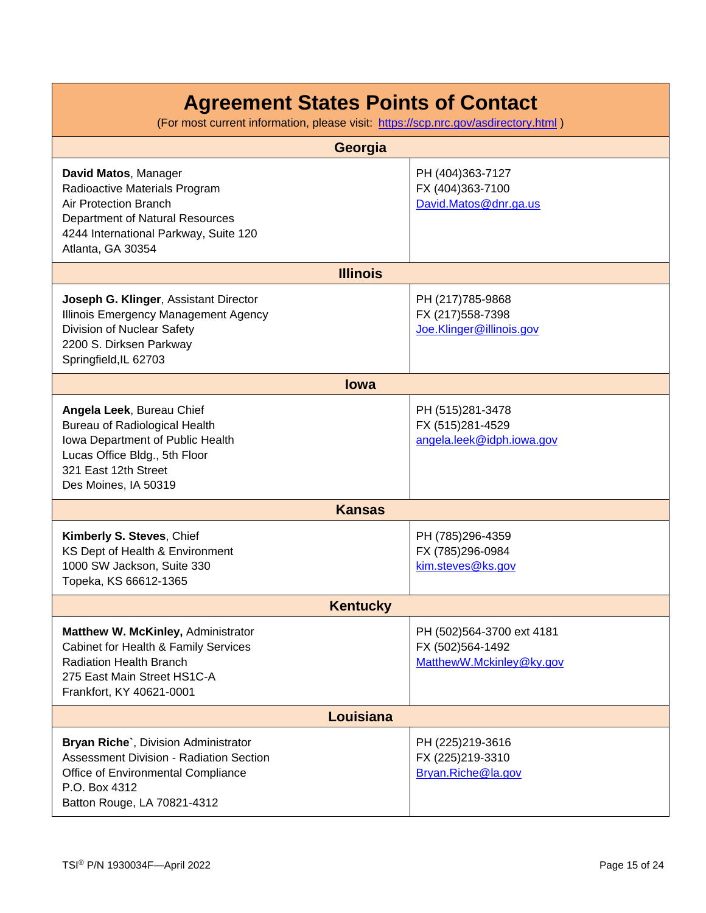# Agreement States Points of Contact

(For most current information, please visit: [https://scp.nrc.gov/asdirectory.html](https://scp.nrc.gov/asdirectory.html) )

## Georgia

| | |
|---|---|
| **David Matos**, Manager<br>Radioactive Materials Program<br>Air Protection Branch<br>Department of Natural Resources<br>4244 International Parkway, Suite 120<br>Atlanta, GA 30354 | PH (404)363-7127<br>FX (404)363-7100<br>David.Matos@dnr.ga.us |

## Illinois

| | |
|---|---|
| **Joseph G. Klinger**, Assistant Director<br>Illinois Emergency Management Agency<br>Division of Nuclear Safety<br>2200 S. Dirksen Parkway<br>Springfield,IL 62703 | PH (217)785-9868<br>FX (217)558-7398<br>Joe.Klinger@illinois.gov |

## Iowa

| | |
|---|---|
| **Angela Leek**, Bureau Chief<br>Bureau of Radiological Health<br>Iowa Department of Public Health<br>Lucas Office Bldg., 5th Floor<br>321 East 12th Street<br>Des Moines, IA 50319 | PH (515)281-3478<br>FX (515)281-4529<br>angela.leek@idph.iowa.gov |

## Kansas

| | |
|---|---|
| **Kimberly S. Steves**, Chief<br>KS Dept of Health & Environment<br>1000 SW Jackson, Suite 330<br>Topeka, KS 66612-1365 | PH (785)296-4359<br>FX (785)296-0984<br>kim.steves@ks.gov |

## Kentucky

| | |
|---|---|
| **Matthew W. McKinley,** Administrator<br>Cabinet for Health & Family Services<br>Radiation Health Branch<br>275 East Main Street HS1C-A<br>Frankfort, KY 40621-0001 | PH (502)564-3700 ext 4181<br>FX (502)564-1492<br>MatthewW.Mckinley@ky.gov |

## Louisiana

| | |
|---|---|
| **Bryan Riche`**, Division Administrator<br>Assessment Division - Radiation Section<br>Office of Environmental Compliance<br>P.O. Box 4312<br>Batton Rouge, LA 70821-4312 | PH (225)219-3616<br>FX (225)219-3310<br>Bryan.Riche@la.gov |

TSI® P/N 1930034F—April 2022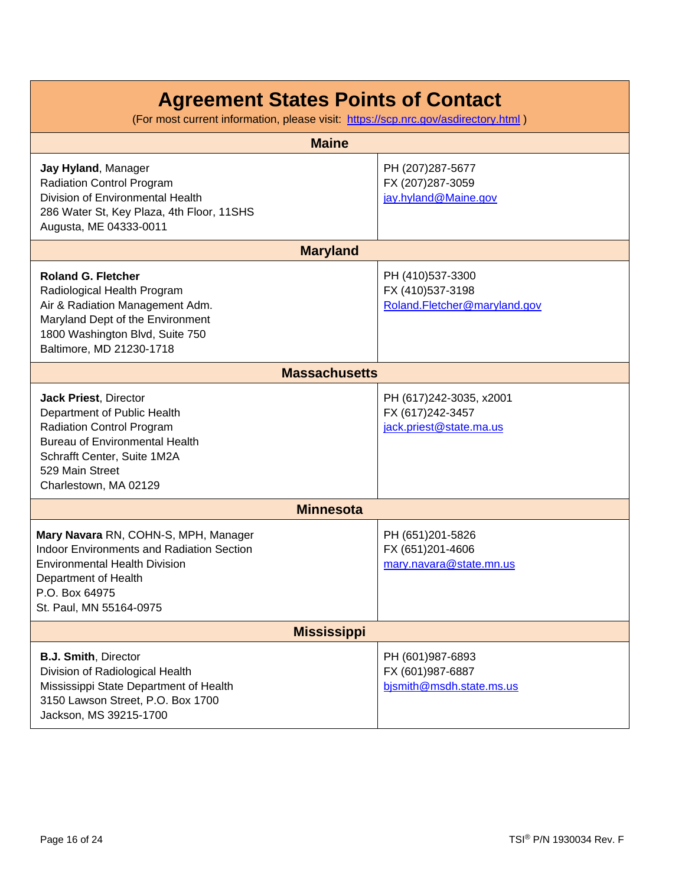# Agreement States Points of Contact

(For most current information, please visit: [https://scp.nrc.gov/asdirectory.html](https://scp.nrc.gov/asdirectory.html) )

## Maine

| | |
|---|---|
| **Jay Hyland**, Manager<br>Radiation Control Program<br>Division of Environmental Health<br>286 Water St, Key Plaza, 4th Floor, 11SHS<br>Augusta, ME 04333-0011 | PH (207)287-5677<br>FX (207)287-3059<br>jay.hyland@Maine.gov |

## Maryland

| | |
|---|---|
| **Roland G. Fletcher**<br>Radiological Health Program<br>Air & Radiation Management Adm.<br>Maryland Dept of the Environment<br>1800 Washington Blvd, Suite 750<br>Baltimore, MD 21230-1718 | PH (410)537-3300<br>FX (410)537-3198<br>Roland.Fletcher@maryland.gov |

## Massachusetts

| | |
|---|---|
| **Jack Priest**, Director<br>Department of Public Health<br>Radiation Control Program<br>Bureau of Environmental Health<br>Schrafft Center, Suite 1M2A<br>529 Main Street<br>Charlestown, MA 02129 | PH (617)242-3035, x2001<br>FX (617)242-3457<br>jack.priest@state.ma.us |

## Minnesota

| | |
|---|---|
| **Mary Navara** RN, COHN-S, MPH, Manager<br>Indoor Environments and Radiation Section<br>Environmental Health Division<br>Department of Health<br>P.O. Box 64975<br>St. Paul, MN 55164-0975 | PH (651)201-5826<br>FX (651)201-4606<br>mary.navara@state.mn.us |

## Mississippi

| | |
|---|---|
| **B.J. Smith**, Director<br>Division of Radiological Health<br>Mississippi State Department of Health<br>3150 Lawson Street, P.O. Box 1700<br>Jackson, MS 39215-1700 | PH (601)987-6893<br>FX (601)987-6887<br>bjsmith@msdh.state.ms.us |

TSI® P/N 1930034 Rev. F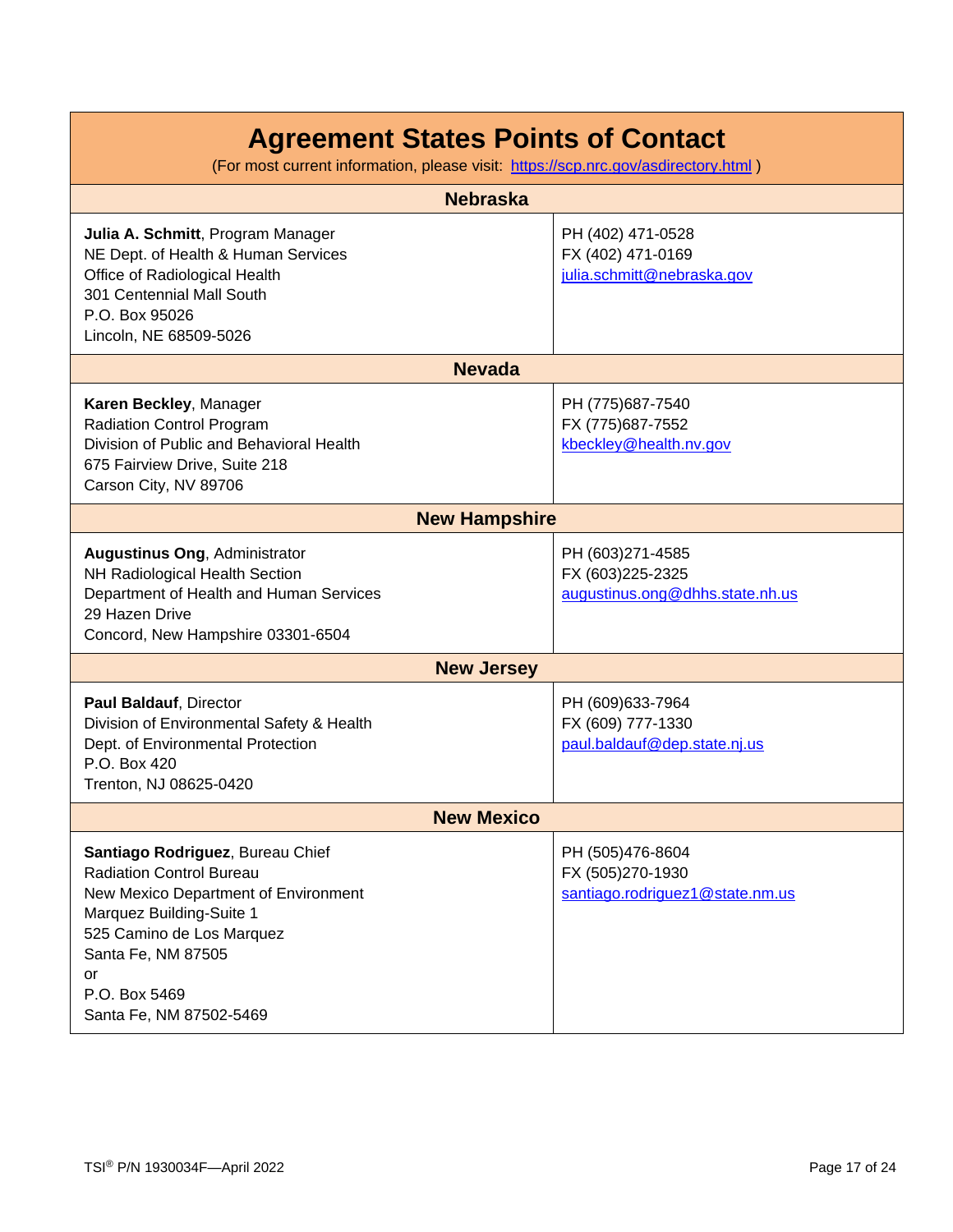# Agreement States Points of Contact

(For most current information, please visit: https://scp.nrc.gov/asdirectory.html )

## Nebraska

| | |
|---|---|
| **Julia A. Schmitt**, Program Manager<br>NE Dept. of Health & Human Services<br>Office of Radiological Health<br>301 Centennial Mall South<br>P.O. Box 95026<br>Lincoln, NE 68509-5026 | PH (402) 471-0528<br>FX (402) 471-0169<br>julia.schmitt@nebraska.gov |

## Nevada

| | |
|---|---|
| **Karen Beckley**, Manager<br>Radiation Control Program<br>Division of Public and Behavioral Health<br>675 Fairview Drive, Suite 218<br>Carson City, NV 89706 | PH (775)687-7540<br>FX (775)687-7552<br>kbeckley@health.nv.gov |

## New Hampshire

| | |
|---|---|
| **Augustinus Ong**, Administrator<br>NH Radiological Health Section<br>Department of Health and Human Services<br>29 Hazen Drive<br>Concord, New Hampshire 03301-6504 | PH (603)271-4585<br>FX (603)225-2325<br>augustinus.ong@dhhs.state.nh.us |

## New Jersey

| | |
|---|---|
| **Paul Baldauf**, Director<br>Division of Environmental Safety & Health<br>Dept. of Environmental Protection<br>P.O. Box 420<br>Trenton, NJ 08625-0420 | PH (609)633-7964<br>FX (609) 777-1330<br>paul.baldauf@dep.state.nj.us |

## New Mexico

| | |
|---|---|
| **Santiago Rodriguez**, Bureau Chief<br>Radiation Control Bureau<br>New Mexico Department of Environment<br>Marquez Building-Suite 1<br>525 Camino de Los Marquez<br>Santa Fe, NM 87505<br>or<br>P.O. Box 5469<br>Santa Fe, NM 87502-5469 | PH (505)476-8604<br>FX (505)270-1930<br>santiago.rodriguez1@state.nm.us |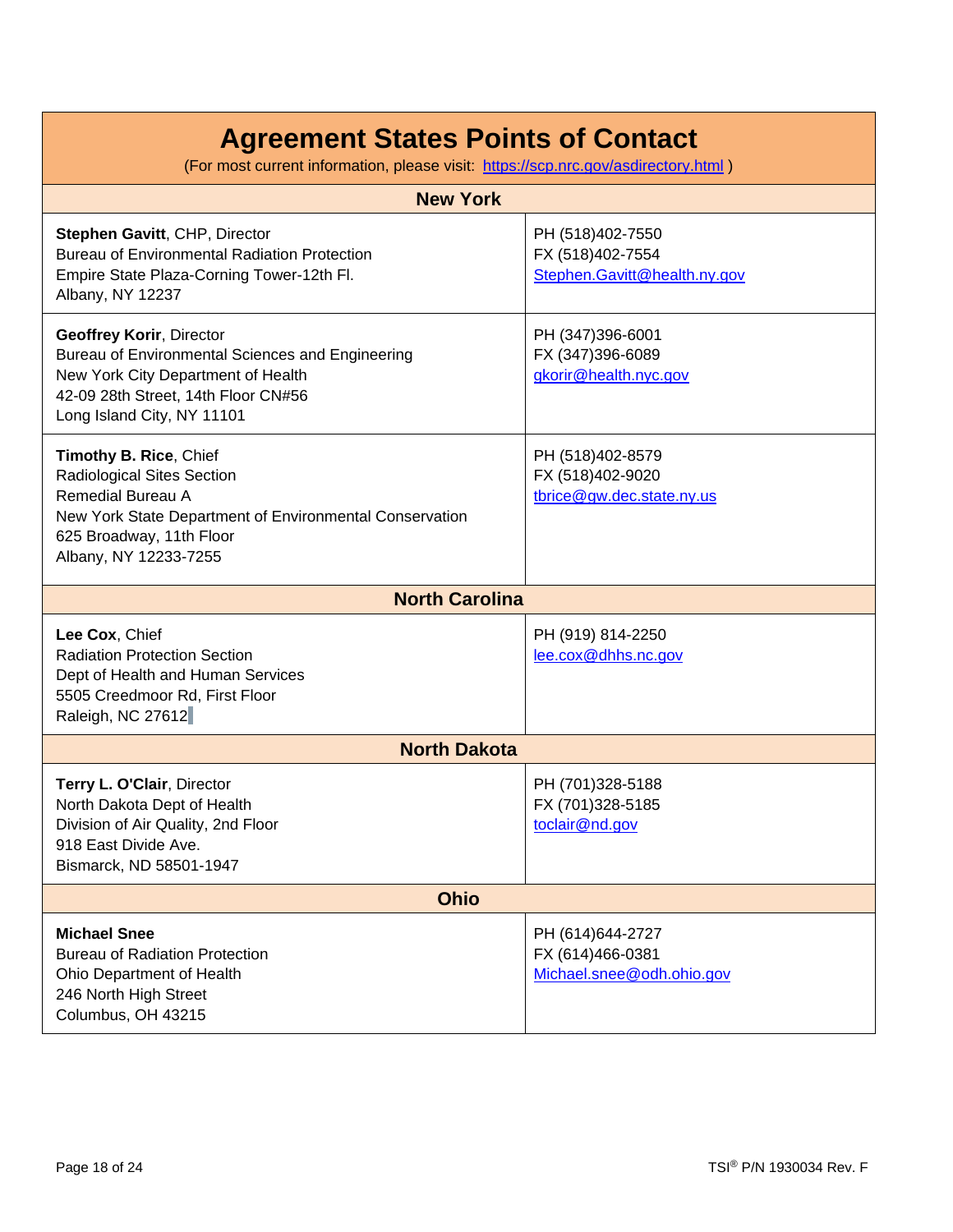# Agreement States Points of Contact

(For most current information, please visit: https://scp.nrc.gov/asdirectory.html )

| New York | |
|---|---|
| **Stephen Gavitt**, CHP, Director<br>Bureau of Environmental Radiation Protection<br>Empire State Plaza-Corning Tower-12th Fl.<br>Albany, NY 12237 | PH (518)402-7550<br>FX (518)402-7554<br>Stephen.Gavitt@health.ny.gov |
| **Geoffrey Korir**, Director<br>Bureau of Environmental Sciences and Engineering<br>New York City Department of Health<br>42-09 28th Street, 14th Floor CN#56<br>Long Island City, NY 11101 | PH (347)396-6001<br>FX (347)396-6089<br>gkorir@health.nyc.gov |
| **Timothy B. Rice**, Chief<br>Radiological Sites Section<br>Remedial Bureau A<br>New York State Department of Environmental Conservation<br>625 Broadway, 11th Floor<br>Albany, NY 12233-7255 | PH (518)402-8579<br>FX (518)402-9020<br>tbrice@gw.dec.state.ny.us |
| **North Carolina** | |
| **Lee Cox**, Chief<br>Radiation Protection Section<br>Dept of Health and Human Services<br>5505 Creedmoor Rd, First Floor<br>Raleigh, NC 27612 | PH (919) 814-2250<br>lee.cox@dhhs.nc.gov |
| **North Dakota** | |
| **Terry L. O'Clair**, Director<br>North Dakota Dept of Health<br>Division of Air Quality, 2nd Floor<br>918 East Divide Ave.<br>Bismarck, ND 58501-1947 | PH (701)328-5188<br>FX (701)328-5185<br>toclair@nd.gov |
| **Ohio** | |
| **Michael Snee**<br>Bureau of Radiation Protection<br>Ohio Department of Health<br>246 North High Street<br>Columbus, OH 43215 | PH (614)644-2727<br>FX (614)466-0381<br>Michael.snee@odh.ohio.gov |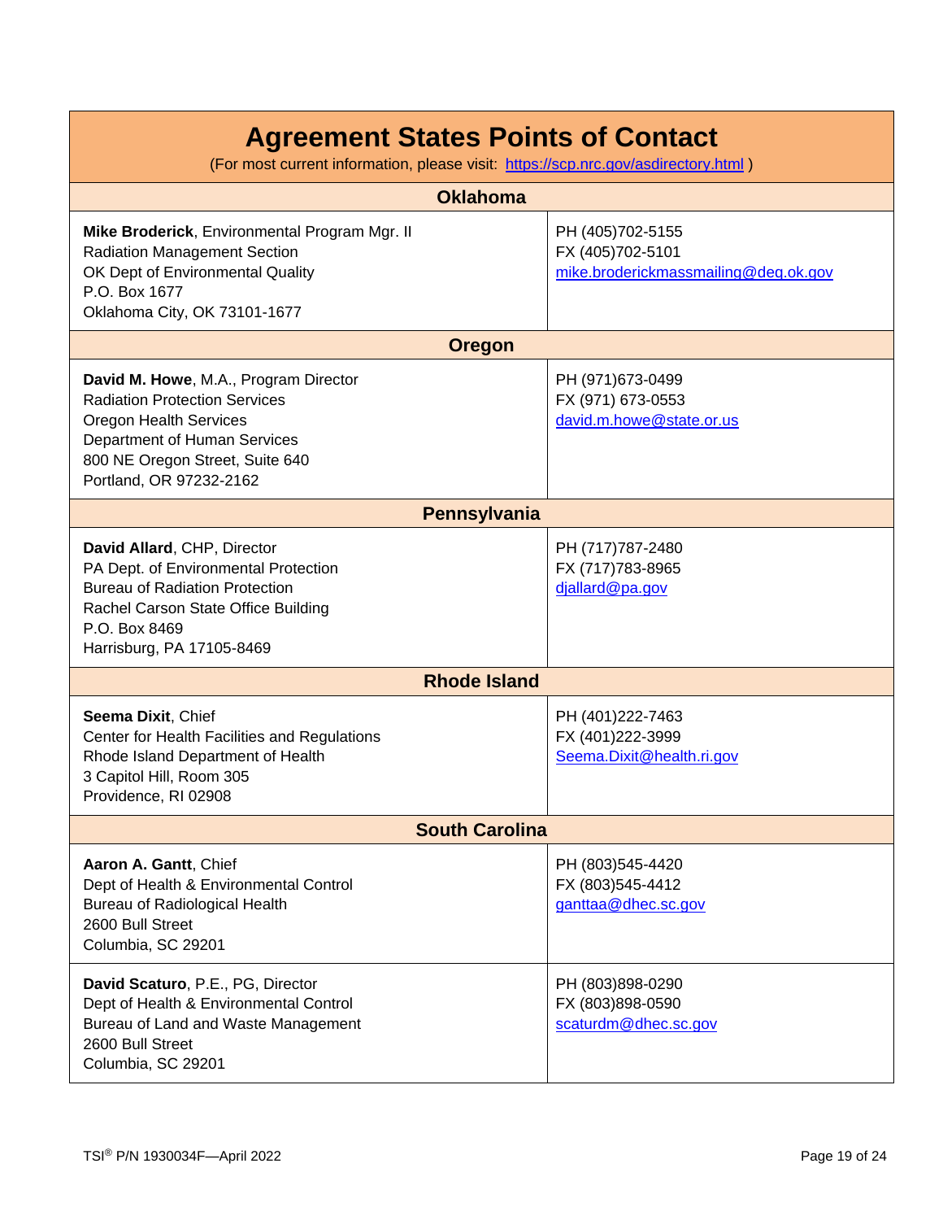# Agreement States Points of Contact

(For most current information, please visit: https://scp.nrc.gov/asdirectory.html )

## Oklahoma

| | |
|---|---|
| **Mike Broderick**, Environmental Program Mgr. II<br>Radiation Management Section<br>OK Dept of Environmental Quality<br>P.O. Box 1677<br>Oklahoma City, OK 73101-1677 | PH (405)702-5155<br>FX (405)702-5101<br>mike.broderickmassmailing@deq.ok.gov |

## Oregon

| | |
|---|---|
| **David M. Howe**, M.A., Program Director<br>Radiation Protection Services<br>Oregon Health Services<br>Department of Human Services<br>800 NE Oregon Street, Suite 640<br>Portland, OR 97232-2162 | PH (971)673-0499<br>FX (971) 673-0553<br>david.m.howe@state.or.us |

## Pennsylvania

| | |
|---|---|
| **David Allard**, CHP, Director<br>PA Dept. of Environmental Protection<br>Bureau of Radiation Protection<br>Rachel Carson State Office Building<br>P.O. Box 8469<br>Harrisburg, PA 17105-8469 | PH (717)787-2480<br>FX (717)783-8965<br>djallard@pa.gov |

## Rhode Island

| | |
|---|---|
| **Seema Dixit**, Chief<br>Center for Health Facilities and Regulations<br>Rhode Island Department of Health<br>3 Capitol Hill, Room 305<br>Providence, RI 02908 | PH (401)222-7463<br>FX (401)222-3999<br>Seema.Dixit@health.ri.gov |

## South Carolina

| | |
|---|---|
| **Aaron A. Gantt**, Chief<br>Dept of Health & Environmental Control<br>Bureau of Radiological Health<br>2600 Bull Street<br>Columbia, SC 29201 | PH (803)545-4420<br>FX (803)545-4412<br>ganttaa@dhec.sc.gov |
| **David Scaturo**, P.E., PG, Director<br>Dept of Health & Environmental Control<br>Bureau of Land and Waste Management<br>2600 Bull Street<br>Columbia, SC 29201 | PH (803)898-0290<br>FX (803)898-0590<br>scaturdm@dhec.sc.gov |

TSI® P/N 1930034F—April 2022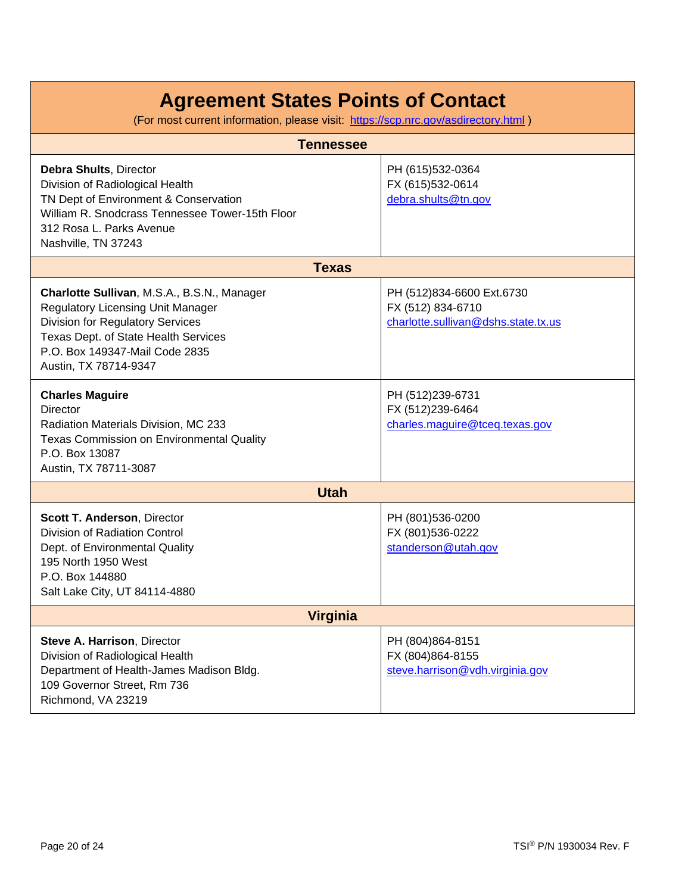# Agreement States Points of Contact

(For most current information, please visit: https://scp.nrc.gov/asdirectory.html )

| Tennessee | |
|---|---|
| **Debra Shults**, Director<br>Division of Radiological Health<br>TN Dept of Environment & Conservation<br>William R. Snodcrass Tennessee Tower-15th Floor<br>312 Rosa L. Parks Avenue<br>Nashville, TN 37243 | PH (615)532-0364<br>FX (615)532-0614<br>debra.shults@tn.gov |
| **Texas** | |
| **Charlotte Sullivan**, M.S.A., B.S.N., Manager<br>Regulatory Licensing Unit Manager<br>Division for Regulatory Services<br>Texas Dept. of State Health Services<br>P.O. Box 149347-Mail Code 2835<br>Austin, TX 78714-9347 | PH (512)834-6600 Ext.6730<br>FX (512) 834-6710<br>charlotte.sullivan@dshs.state.tx.us |
| **Charles Maguire**<br>Director<br>Radiation Materials Division, MC 233<br>Texas Commission on Environmental Quality<br>P.O. Box 13087<br>Austin, TX 78711-3087 | PH (512)239-6731<br>FX (512)239-6464<br>charles.maguire@tceq.texas.gov |
| **Utah** | |
| **Scott T. Anderson**, Director<br>Division of Radiation Control<br>Dept. of Environmental Quality<br>195 North 1950 West<br>P.O. Box 144880<br>Salt Lake City, UT 84114-4880 | PH (801)536-0200<br>FX (801)536-0222<br>standerson@utah.gov |
| **Virginia** | |
| **Steve A. Harrison**, Director<br>Division of Radiological Health<br>Department of Health-James Madison Bldg.<br>109 Governor Street, Rm 736<br>Richmond, VA 23219 | PH (804)864-8151<br>FX (804)864-8155<br>steve.harrison@vdh.virginia.gov |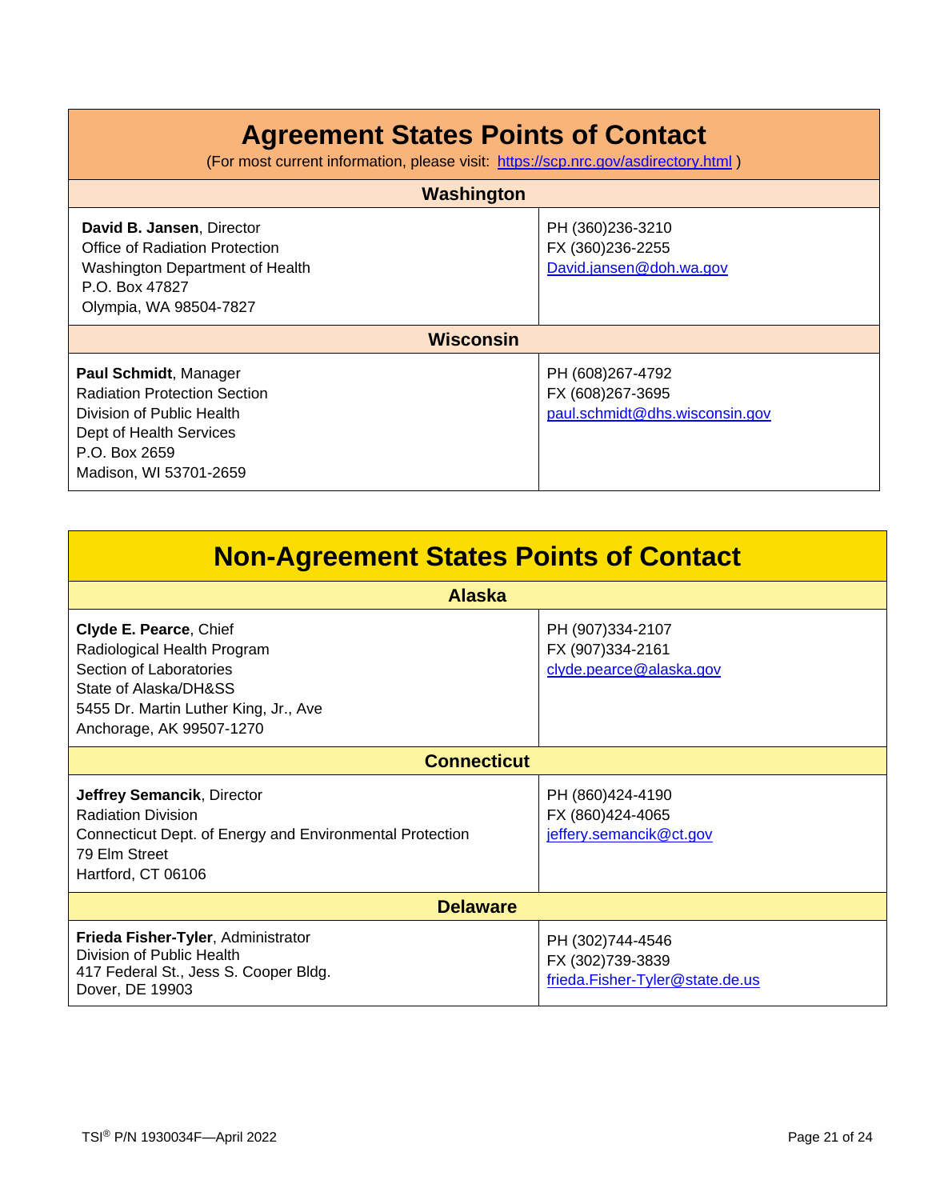# Agreement States Points of Contact

(For most current information, please visit: https://scp.nrc.gov/asdirectory.html )

| Washington | |
|---|---|
| **David B. Jansen**, Director<br>Office of Radiation Protection<br>Washington Department of Health<br>P.O. Box 47827<br>Olympia, WA 98504-7827 | PH (360)236-3210<br>FX (360)236-2255<br>David.jansen@doh.wa.gov |

| Wisconsin | |
|---|---|
| **Paul Schmidt**, Manager<br>Radiation Protection Section<br>Division of Public Health<br>Dept of Health Services<br>P.O. Box 2659<br>Madison, WI 53701-2659 | PH (608)267-4792<br>FX (608)267-3695<br>paul.schmidt@dhs.wisconsin.gov |

# Non-Agreement States Points of Contact

| Alaska | |
|---|---|
| **Clyde E. Pearce**, Chief<br>Radiological Health Program<br>Section of Laboratories<br>State of Alaska/DH&SS<br>5455 Dr. Martin Luther King, Jr., Ave<br>Anchorage, AK 99507-1270 | PH (907)334-2107<br>FX (907)334-2161<br>clyde.pearce@alaska.gov |

| Connecticut | |
|---|---|
| **Jeffrey Semancik**, Director<br>Radiation Division<br>Connecticut Dept. of Energy and Environmental Protection<br>79 Elm Street<br>Hartford, CT 06106 | PH (860)424-4190<br>FX (860)424-4065<br>jeffery.semancik@ct.gov |

| Delaware | |
|---|---|
| **Frieda Fisher-Tyler**, Administrator<br>Division of Public Health<br>417 Federal St., Jess S. Cooper Bldg.<br>Dover, DE 19903 | PH (302)744-4546<br>FX (302)739-3839<br>frieda.Fisher-Tyler@state.de.us |

TSI® P/N 1930034F—April 2022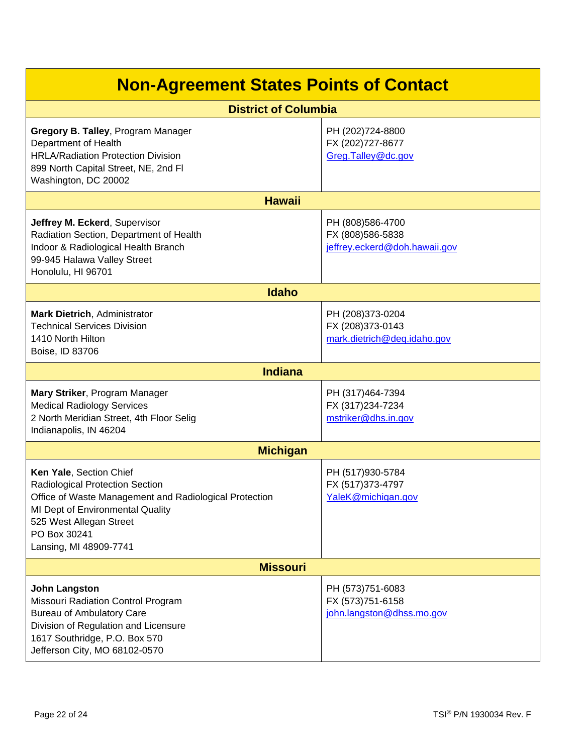# Non-Agreement States Points of Contact

| District of Columbia | |
|---|---|
| **Gregory B. Talley**, Program Manager<br>Department of Health<br>HRLA/Radiation Protection Division<br>899 North Capital Street, NE, 2nd Fl<br>Washington, DC 20002 | PH (202)724-8800<br>FX (202)727-8677<br>Greg.Talley@dc.gov |
| **Hawaii** | |
| **Jeffrey M. Eckerd**, Supervisor<br>Radiation Section, Department of Health<br>Indoor & Radiological Health Branch<br>99-945 Halawa Valley Street<br>Honolulu, HI 96701 | PH (808)586-4700<br>FX (808)586-5838<br>jeffrey.eckerd@doh.hawaii.gov |
| **Idaho** | |
| **Mark Dietrich**, Administrator<br>Technical Services Division<br>1410 North Hilton<br>Boise, ID 83706 | PH (208)373-0204<br>FX (208)373-0143<br>mark.dietrich@deq.idaho.gov |
| **Indiana** | |
| **Mary Striker**, Program Manager<br>Medical Radiology Services<br>2 North Meridian Street, 4th Floor Selig<br>Indianapolis, IN 46204 | PH (317)464-7394<br>FX (317)234-7234<br>mstriker@dhs.in.gov |
| **Michigan** | |
| **Ken Yale**, Section Chief<br>Radiological Protection Section<br>Office of Waste Management and Radiological Protection<br>MI Dept of Environmental Quality<br>525 West Allegan Street<br>PO Box 30241<br>Lansing, MI 48909-7741 | PH (517)930-5784<br>FX (517)373-4797<br>YaleK@michigan.gov |
| **Missouri** | |
| **John Langston**<br>Missouri Radiation Control Program<br>Bureau of Ambulatory Care<br>Division of Regulation and Licensure<br>1617 Southridge, P.O. Box 570<br>Jefferson City, MO 68102-0570 | PH (573)751-6083<br>FX (573)751-6158<br>john.langston@dhss.mo.gov |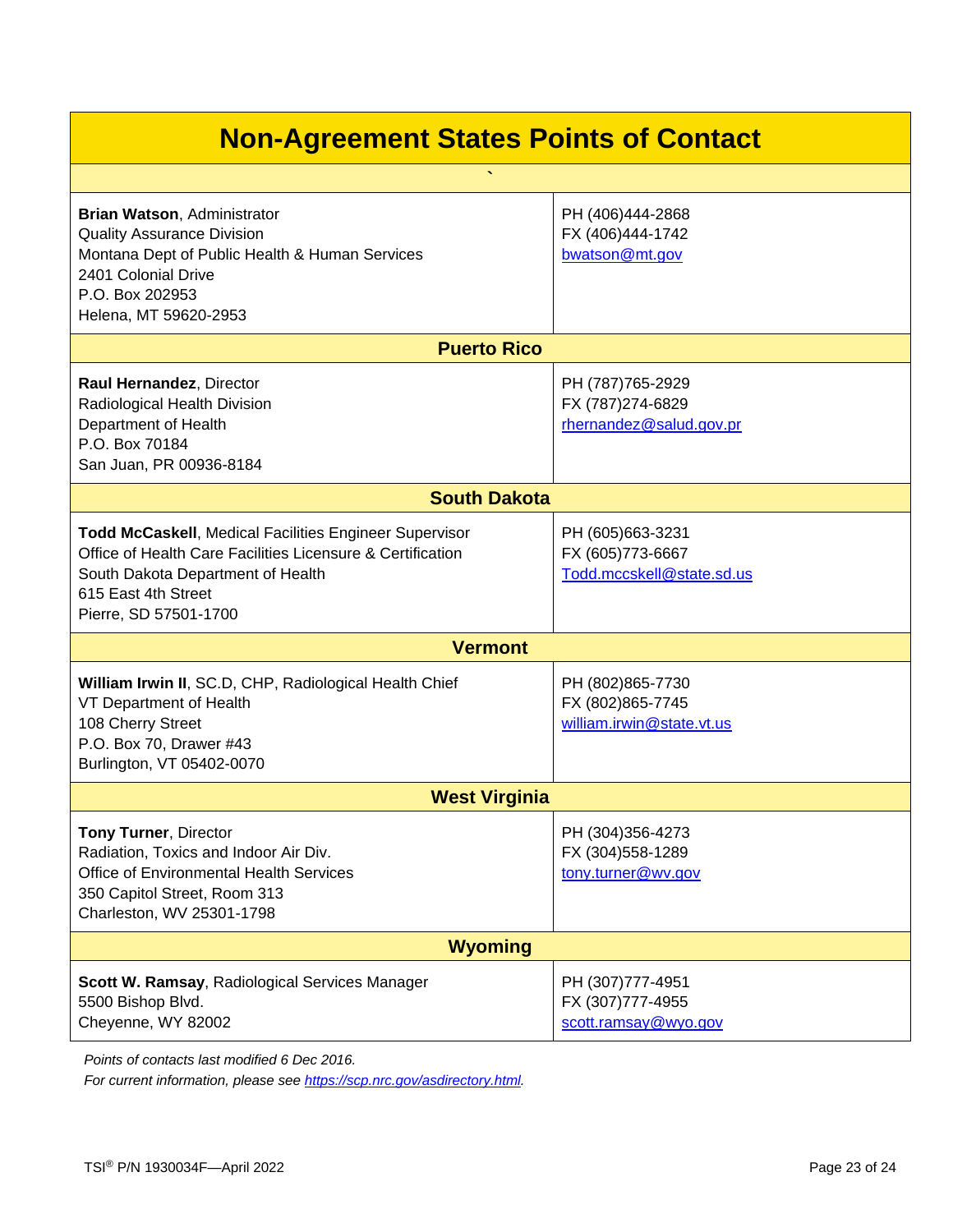# Non-Agreement States Points of Contact

`

| | |
|---|---|
| **Brian Watson**, Administrator<br>Quality Assurance Division<br>Montana Dept of Public Health & Human Services<br>2401 Colonial Drive<br>P.O. Box 202953<br>Helena, MT 59620-2953 | PH (406)444-2868<br>FX (406)444-1742<br>bwatson@mt.gov |
| **Puerto Rico** | |
| **Raul Hernandez**, Director<br>Radiological Health Division<br>Department of Health<br>P.O. Box 70184<br>San Juan, PR 00936-8184 | PH (787)765-2929<br>FX (787)274-6829<br>rhernandez@salud.gov.pr |
| **South Dakota** | |
| **Todd McCaskell**, Medical Facilities Engineer Supervisor<br>Office of Health Care Facilities Licensure & Certification<br>South Dakota Department of Health<br>615 East 4th Street<br>Pierre, SD 57501-1700 | PH (605)663-3231<br>FX (605)773-6667<br>Todd.mccskell@state.sd.us |
| **Vermont** | |
| **William Irwin II**, SC.D, CHP, Radiological Health Chief<br>VT Department of Health<br>108 Cherry Street<br>P.O. Box 70, Drawer #43<br>Burlington, VT 05402-0070 | PH (802)865-7730<br>FX (802)865-7745<br>william.irwin@state.vt.us |
| **West Virginia** | |
| **Tony Turner**, Director<br>Radiation, Toxics and Indoor Air Div.<br>Office of Environmental Health Services<br>350 Capitol Street, Room 313<br>Charleston, WV 25301-1798 | PH (304)356-4273<br>FX (304)558-1289<br>tony.turner@wv.gov |
| **Wyoming** | |
| **Scott W. Ramsay**, Radiological Services Manager<br>5500 Bishop Blvd.<br>Cheyenne, WY 82002 | PH (307)777-4951<br>FX (307)777-4955<br>scott.ramsay@wyo.gov |

*Points of contacts last modified 6 Dec 2016.*

*For current information, please see https://scp.nrc.gov/asdirectory.html.*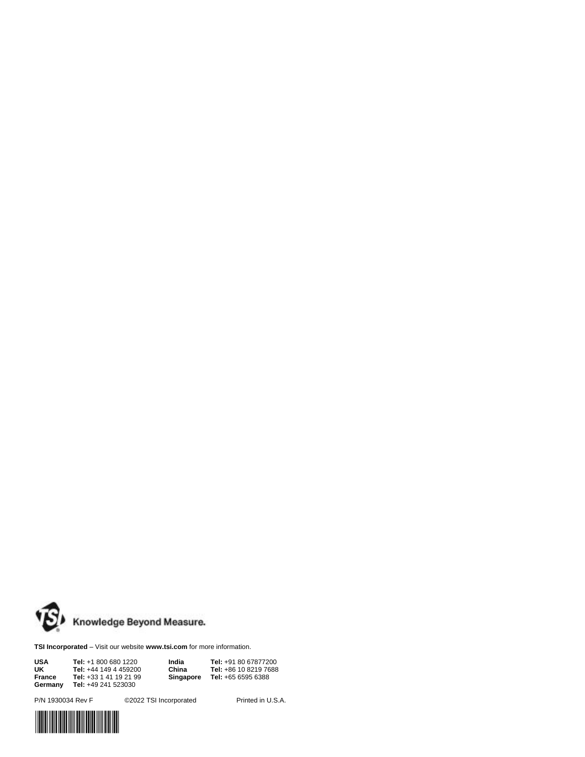Knowledge Beyond Measure.

**TSI Incorporated** – Visit our website **www.tsi.com** for more information.

| | | | |
|---|---|---|---|
| **USA** | **Tel:** +1 800 680 1220 | **India** | **Tel:** +91 80 67877200 |
| **UK** | **Tel:** +44 149 4 459200 | **China** | **Tel:** +86 10 8219 7688 |
| **France** | **Tel:** +33 1 41 19 21 99 | **Singapore** | **Tel:** +65 6595 6388 |
| **Germany** | **Tel:** +49 241 523030 | | |

P/N 1930034 Rev F ©2022 TSI Incorporated Printed in U.S.A.